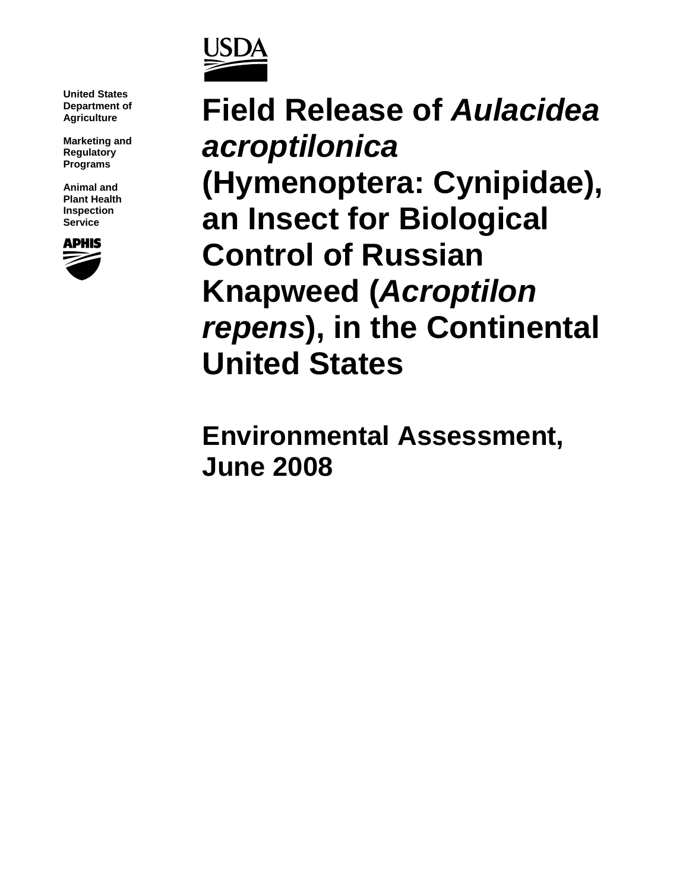United States Department of Agriculture

Marketing and Regulatory Programs

Animal and Plant Health Inspection Service

# Field Release of *Aulacidea acroptilonica* (Hymenoptera: Cynipidae), an Insect for Biological Control of Russian Knapweed (*Acroptilon repens*), in the Continental United States

## Environmental Assessment, June 2008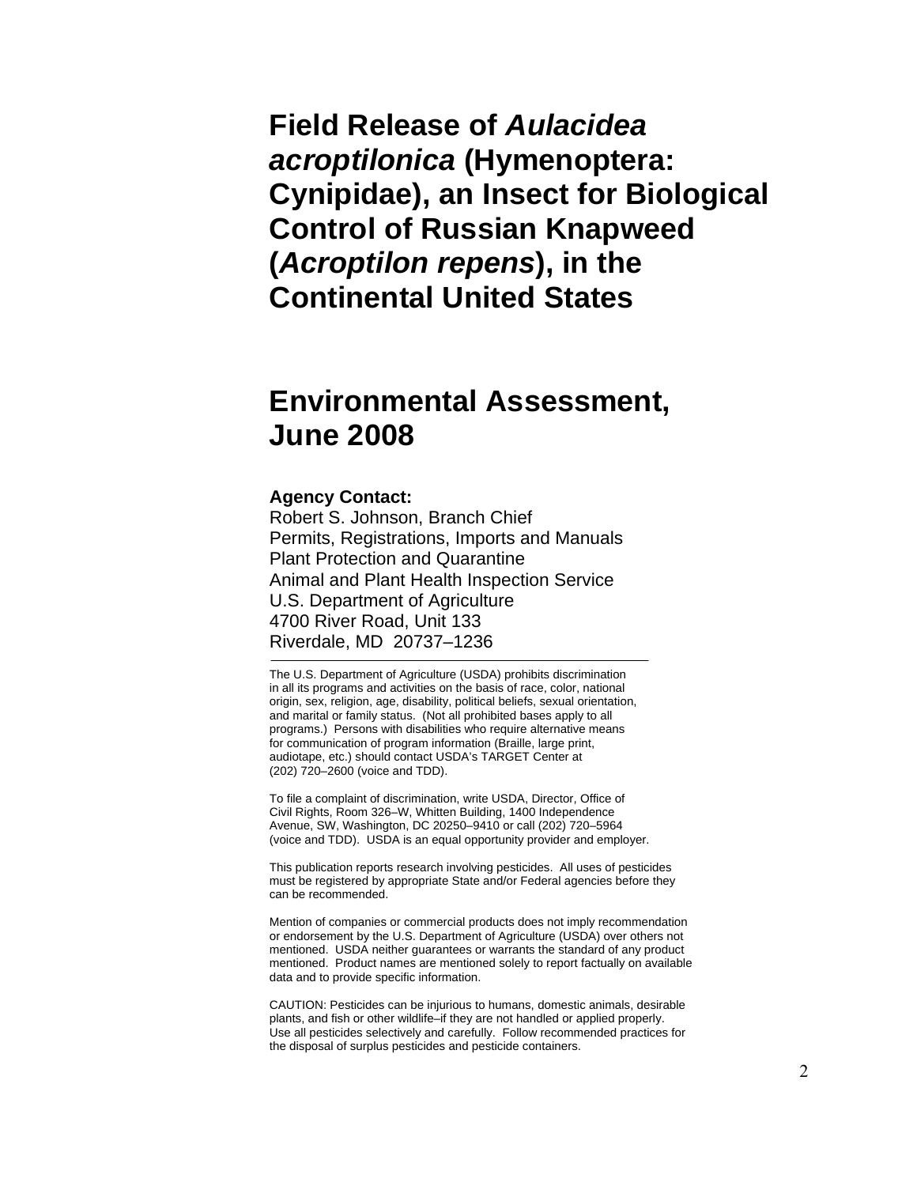# Field Release of *Aulacidea acroptilonica* (Hymenoptera: Cynipidae), an Insect for Biological Control of Russian Knapweed (*Acroptilon repens*), in the Continental United States

# Environmental Assessment, June 2008

**Agency Contact:**
Robert S. Johnson, Branch Chief
Permits, Registrations, Imports and Manuals
Plant Protection and Quarantine
Animal and Plant Health Inspection Service
U.S. Department of Agriculture
4700 River Road, Unit 133
Riverdale, MD 20737–1236

---

The U.S. Department of Agriculture (USDA) prohibits discrimination in all its programs and activities on the basis of race, color, national origin, sex, religion, age, disability, political beliefs, sexual orientation, and marital or family status. (Not all prohibited bases apply to all programs.) Persons with disabilities who require alternative means for communication of program information (Braille, large print, audiotape, etc.) should contact USDA's TARGET Center at (202) 720–2600 (voice and TDD).

To file a complaint of discrimination, write USDA, Director, Office of Civil Rights, Room 326–W, Whitten Building, 1400 Independence Avenue, SW, Washington, DC 20250–9410 or call (202) 720–5964 (voice and TDD). USDA is an equal opportunity provider and employer.

This publication reports research involving pesticides. All uses of pesticides must be registered by appropriate State and/or Federal agencies before they can be recommended.

Mention of companies or commercial products does not imply recommendation or endorsement by the U.S. Department of Agriculture (USDA) over others not mentioned. USDA neither guarantees or warrants the standard of any product mentioned. Product names are mentioned solely to report factually on available data and to provide specific information.

CAUTION: Pesticides can be injurious to humans, domestic animals, desirable plants, and fish or other wildlife–if they are not handled or applied properly. Use all pesticides selectively and carefully. Follow recommended practices for the disposal of surplus pesticides and pesticide containers.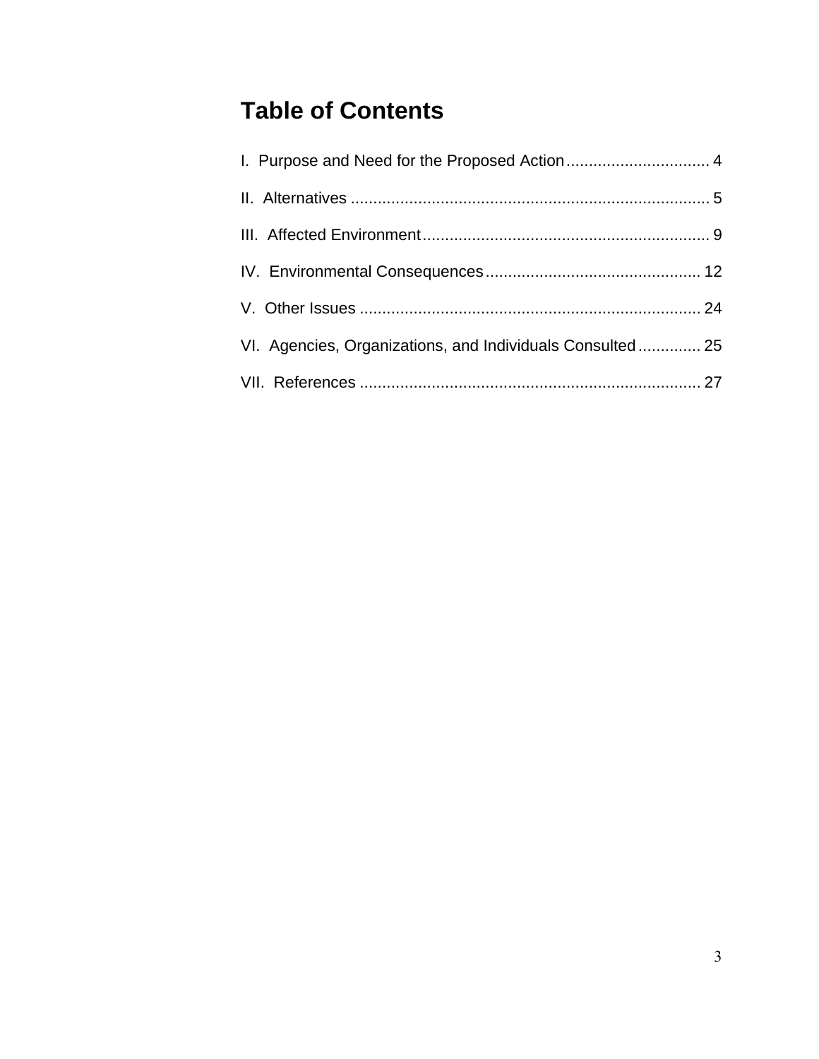# Table of Contents

I. Purpose and Need for the Proposed Action ................................ 4

II. Alternatives ............................................................................... 5

III. Affected Environment ................................................................ 9

IV. Environmental Consequences ................................................ 12

V. Other Issues ........................................................................... 24

VI. Agencies, Organizations, and Individuals Consulted .............. 25

VII. References ............................................................................ 27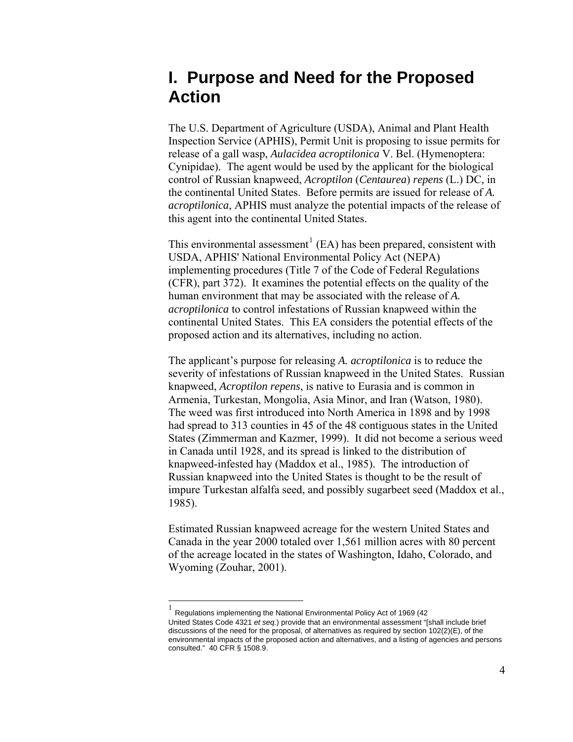# I. Purpose and Need for the Proposed Action

The U.S. Department of Agriculture (USDA), Animal and Plant Health Inspection Service (APHIS), Permit Unit is proposing to issue permits for release of a gall wasp, *Aulacidea acroptilonica* V. Bel. (Hymenoptera: Cynipidae). The agent would be used by the applicant for the biological control of Russian knapweed, *Acroptilon* (*Centaurea*) *repens* (L.) DC, in the continental United States. Before permits are issued for release of *A. acroptilonica*, APHIS must analyze the potential impacts of the release of this agent into the continental United States.

This environmental assessment[1] (EA) has been prepared, consistent with USDA, APHIS' National Environmental Policy Act (NEPA) implementing procedures (Title 7 of the Code of Federal Regulations (CFR), part 372). It examines the potential effects on the quality of the human environment that may be associated with the release of *A. acroptilonica* to control infestations of Russian knapweed within the continental United States. This EA considers the potential effects of the proposed action and its alternatives, including no action.

The applicant's purpose for releasing *A. acroptilonica* is to reduce the severity of infestations of Russian knapweed in the United States. Russian knapweed, *Acroptilon repens*, is native to Eurasia and is common in Armenia, Turkestan, Mongolia, Asia Minor, and Iran (Watson, 1980). The weed was first introduced into North America in 1898 and by 1998 had spread to 313 counties in 45 of the 48 contiguous states in the United States (Zimmerman and Kazmer, 1999). It did not become a serious weed in Canada until 1928, and its spread is linked to the distribution of knapweed-infested hay (Maddox et al., 1985). The introduction of Russian knapweed into the United States is thought to be the result of impure Turkestan alfalfa seed, and possibly sugarbeet seed (Maddox et al., 1985).

Estimated Russian knapweed acreage for the western United States and Canada in the year 2000 totaled over 1,561 million acres with 80 percent of the acreage located in the states of Washington, Idaho, Colorado, and Wyoming (Zouhar, 2001).

---

[1] Regulations implementing the National Environmental Policy Act of 1969 (42 United States Code 4321 *et seq.*) provide that an environmental assessment "[shall include brief discussions of the need for the proposal, of alternatives as required by section 102(2)(E), of the environmental impacts of the proposed action and alternatives, and a listing of agencies and persons consulted." 40 CFR § 1508.9.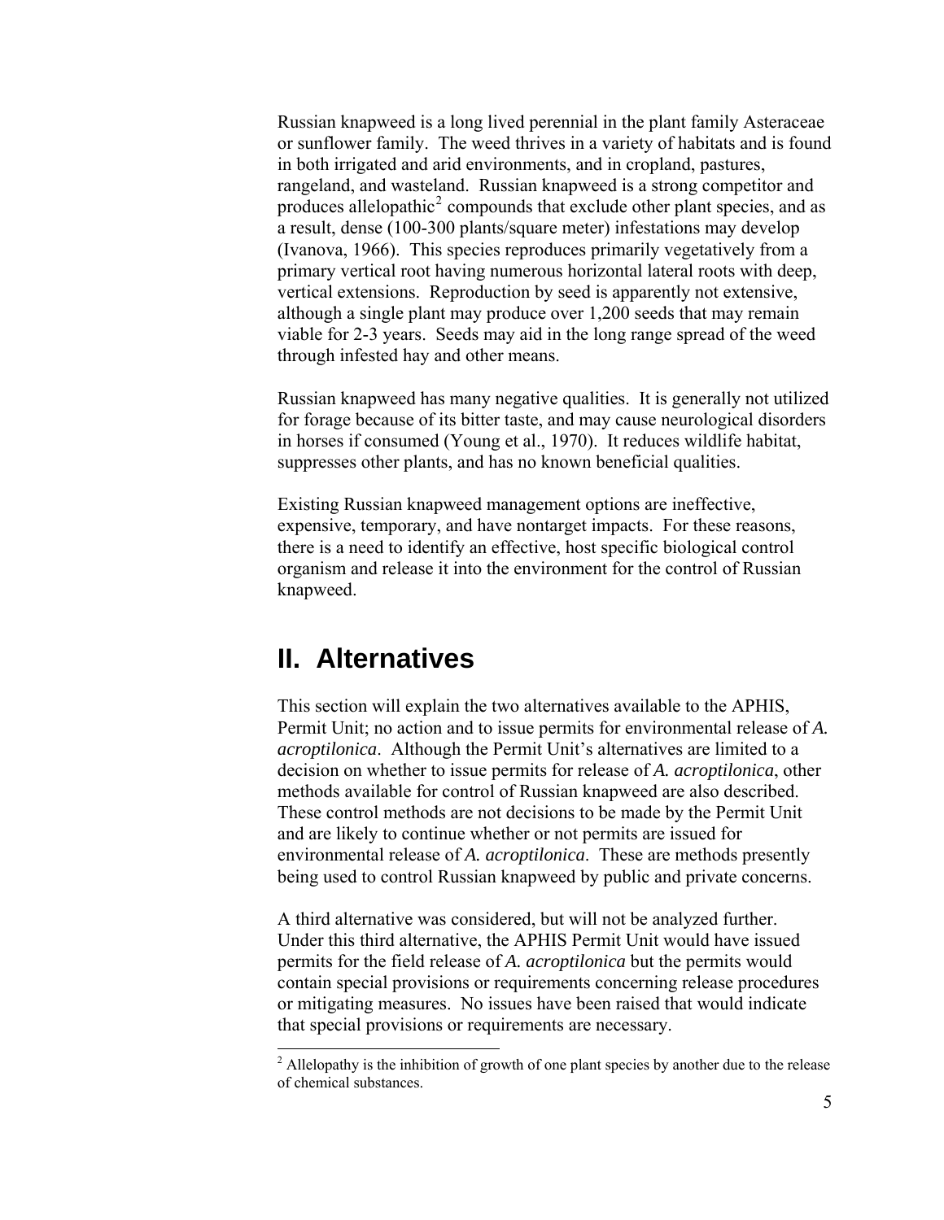Russian knapweed is a long lived perennial in the plant family Asteraceae or sunflower family. The weed thrives in a variety of habitats and is found in both irrigated and arid environments, and in cropland, pastures, rangeland, and wasteland. Russian knapweed is a strong competitor and produces allelopathic[2] compounds that exclude other plant species, and as a result, dense (100-300 plants/square meter) infestations may develop (Ivanova, 1966). This species reproduces primarily vegetatively from a primary vertical root having numerous horizontal lateral roots with deep, vertical extensions. Reproduction by seed is apparently not extensive, although a single plant may produce over 1,200 seeds that may remain viable for 2-3 years. Seeds may aid in the long range spread of the weed through infested hay and other means.

Russian knapweed has many negative qualities. It is generally not utilized for forage because of its bitter taste, and may cause neurological disorders in horses if consumed (Young et al., 1970). It reduces wildlife habitat, suppresses other plants, and has no known beneficial qualities.

Existing Russian knapweed management options are ineffective, expensive, temporary, and have nontarget impacts. For these reasons, there is a need to identify an effective, host specific biological control organism and release it into the environment for the control of Russian knapweed.

# II. Alternatives

This section will explain the two alternatives available to the APHIS, Permit Unit; no action and to issue permits for environmental release of *A. acroptilonica*. Although the Permit Unit's alternatives are limited to a decision on whether to issue permits for release of *A. acroptilonica*, other methods available for control of Russian knapweed are also described. These control methods are not decisions to be made by the Permit Unit and are likely to continue whether or not permits are issued for environmental release of *A. acroptilonica*. These are methods presently being used to control Russian knapweed by public and private concerns.

A third alternative was considered, but will not be analyzed further. Under this third alternative, the APHIS Permit Unit would have issued permits for the field release of *A. acroptilonica* but the permits would contain special provisions or requirements concerning release procedures or mitigating measures. No issues have been raised that would indicate that special provisions or requirements are necessary.

[2] Allelopathy is the inhibition of growth of one plant species by another due to the release of chemical substances.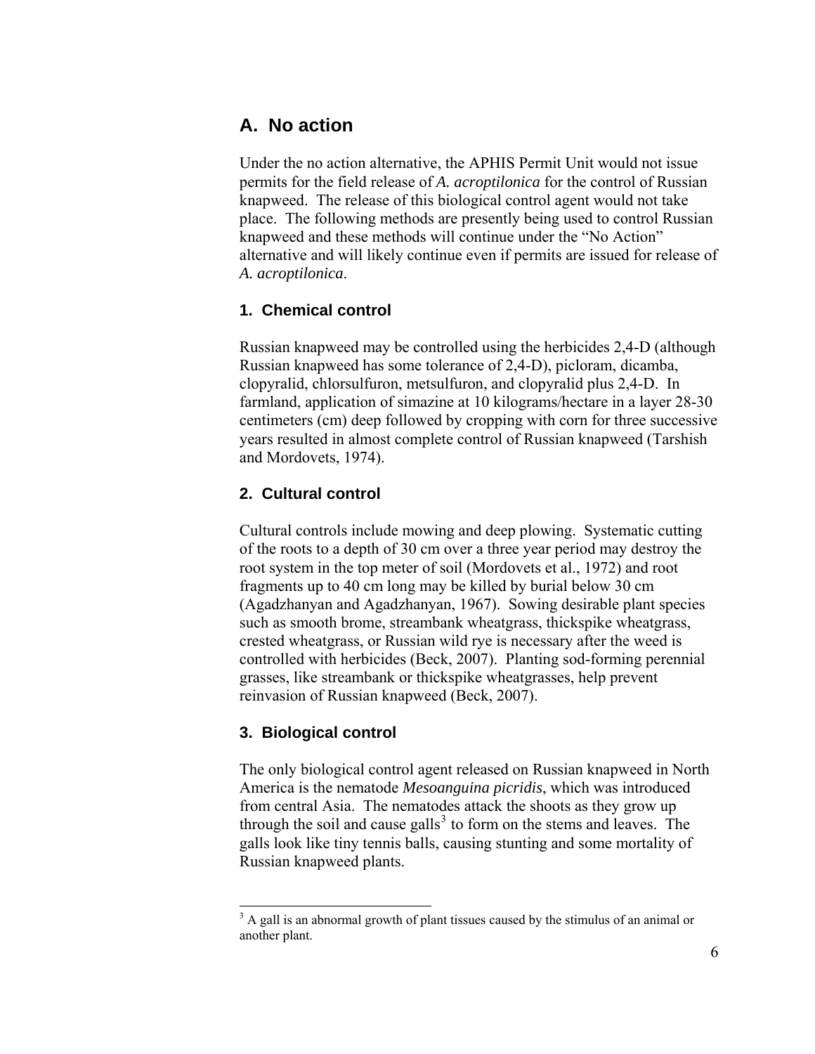## A. No action

Under the no action alternative, the APHIS Permit Unit would not issue permits for the field release of *A. acroptilonica* for the control of Russian knapweed. The release of this biological control agent would not take place. The following methods are presently being used to control Russian knapweed and these methods will continue under the "No Action" alternative and will likely continue even if permits are issued for release of *A. acroptilonica*.

### 1. Chemical control

Russian knapweed may be controlled using the herbicides 2,4-D (although Russian knapweed has some tolerance of 2,4-D), picloram, dicamba, clopyralid, chlorsulfuron, metsulfuron, and clopyralid plus 2,4-D. In farmland, application of simazine at 10 kilograms/hectare in a layer 28-30 centimeters (cm) deep followed by cropping with corn for three successive years resulted in almost complete control of Russian knapweed (Tarshish and Mordovets, 1974).

### 2. Cultural control

Cultural controls include mowing and deep plowing. Systematic cutting of the roots to a depth of 30 cm over a three year period may destroy the root system in the top meter of soil (Mordovets et al., 1972) and root fragments up to 40 cm long may be killed by burial below 30 cm (Agadzhanyan and Agadzhanyan, 1967). Sowing desirable plant species such as smooth brome, streambank wheatgrass, thickspike wheatgrass, crested wheatgrass, or Russian wild rye is necessary after the weed is controlled with herbicides (Beck, 2007). Planting sod-forming perennial grasses, like streambank or thickspike wheatgrasses, help prevent reinvasion of Russian knapweed (Beck, 2007).

### 3. Biological control

The only biological control agent released on Russian knapweed in North America is the nematode *Mesoanguina picridis*, which was introduced from central Asia. The nematodes attack the shoots as they grow up through the soil and cause galls[3] to form on the stems and leaves. The galls look like tiny tennis balls, causing stunting and some mortality of Russian knapweed plants.

---

[3] A gall is an abnormal growth of plant tissues caused by the stimulus of an animal or another plant.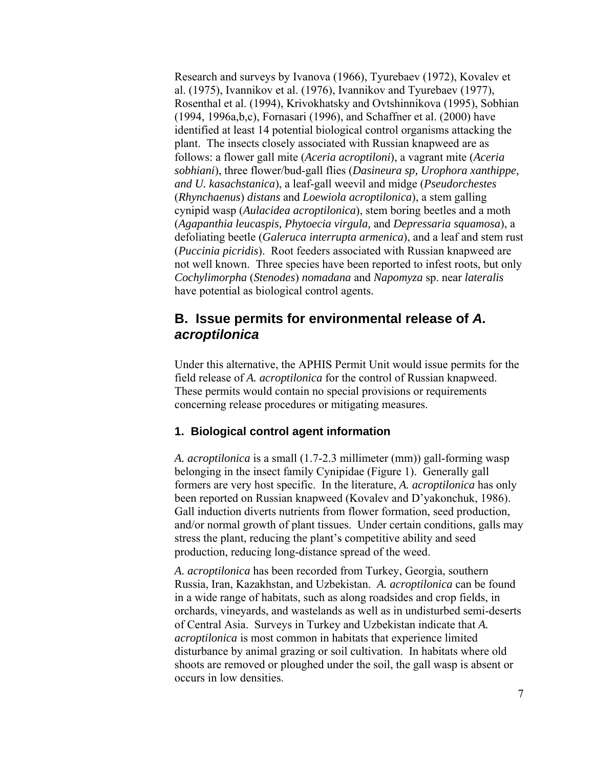Research and surveys by Ivanova (1966), Tyurebaev (1972), Kovalev et al. (1975), Ivannikov et al. (1976), Ivannikov and Tyurebaev (1977), Rosenthal et al. (1994), Krivokhatsky and Ovtshinnikova (1995), Sobhian (1994, 1996a,b,c), Fornasari (1996), and Schaffner et al. (2000) have identified at least 14 potential biological control organisms attacking the plant. The insects closely associated with Russian knapweed are as follows: a flower gall mite (*Aceria acroptiloni*), a vagrant mite (*Aceria sobhiani*), three flower/bud-gall flies (*Dasineura sp, Urophora xanthippe, and U. kasachstanica*), a leaf-gall weevil and midge (*Pseudorchestes* (*Rhynchaenus*) *distans* and *Loewiola acroptilonica*), a stem galling cynipid wasp (*Aulacidea acroptilonica*), stem boring beetles and a moth (*Agapanthia leucaspis, Phytoecia virgula,* and *Depressaria squamosa*), a defoliating beetle (*Galeruca interrupta armenica*), and a leaf and stem rust (*Puccinia picridis*). Root feeders associated with Russian knapweed are not well known. Three species have been reported to infest roots, but only *Cochylimorpha* (*Stenodes*) *nomadana* and *Napomyza* sp. near *lateralis* have potential as biological control agents.

## B. Issue permits for environmental release of *A. acroptilonica*

Under this alternative, the APHIS Permit Unit would issue permits for the field release of *A. acroptilonica* for the control of Russian knapweed. These permits would contain no special provisions or requirements concerning release procedures or mitigating measures.

### 1. Biological control agent information

*A. acroptilonica* is a small (1.7-2.3 millimeter (mm)) gall-forming wasp belonging in the insect family Cynipidae (Figure 1). Generally gall formers are very host specific. In the literature, *A. acroptilonica* has only been reported on Russian knapweed (Kovalev and D'yakonchuk, 1986). Gall induction diverts nutrients from flower formation, seed production, and/or normal growth of plant tissues. Under certain conditions, galls may stress the plant, reducing the plant's competitive ability and seed production, reducing long-distance spread of the weed.

*A. acroptilonica* has been recorded from Turkey, Georgia, southern Russia, Iran, Kazakhstan, and Uzbekistan. *A. acroptilonica* can be found in a wide range of habitats, such as along roadsides and crop fields, in orchards, vineyards, and wastelands as well as in undisturbed semi-deserts of Central Asia. Surveys in Turkey and Uzbekistan indicate that *A. acroptilonica* is most common in habitats that experience limited disturbance by animal grazing or soil cultivation. In habitats where old shoots are removed or ploughed under the soil, the gall wasp is absent or occurs in low densities.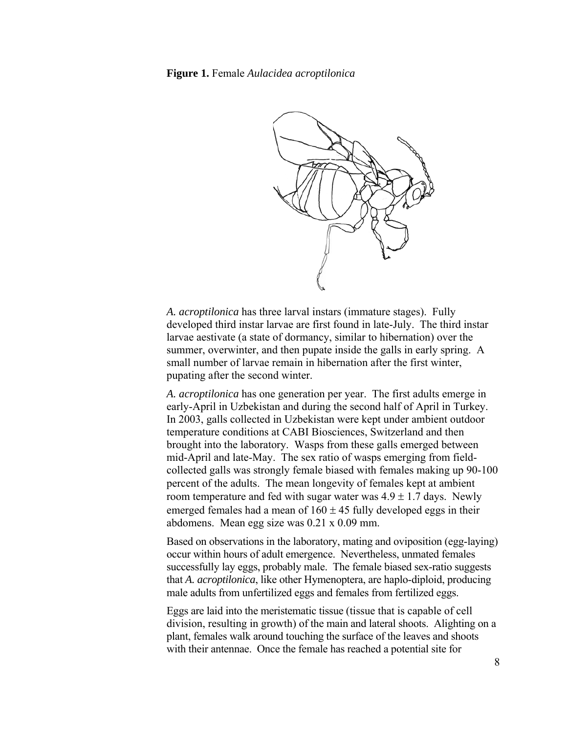**Figure 1.** Female *Aulacidea acroptilonica*

*A. acroptilonica* has three larval instars (immature stages). Fully developed third instar larvae are first found in late-July. The third instar larvae aestivate (a state of dormancy, similar to hibernation) over the summer, overwinter, and then pupate inside the galls in early spring. A small number of larvae remain in hibernation after the first winter, pupating after the second winter.

*A. acroptilonica* has one generation per year. The first adults emerge in early-April in Uzbekistan and during the second half of April in Turkey. In 2003, galls collected in Uzbekistan were kept under ambient outdoor temperature conditions at CABI Biosciences, Switzerland and then brought into the laboratory. Wasps from these galls emerged between mid-April and late-May. The sex ratio of wasps emerging from field-collected galls was strongly female biased with females making up 90-100 percent of the adults. The mean longevity of females kept at ambient room temperature and fed with sugar water was $4.9 \pm 1.7$ days. Newly emerged females had a mean of $160 \pm 45$ fully developed eggs in their abdomens. Mean egg size was 0.21 x 0.09 mm.

Based on observations in the laboratory, mating and oviposition (egg-laying) occur within hours of adult emergence. Nevertheless, unmated females successfully lay eggs, probably male. The female biased sex-ratio suggests that *A. acroptilonica*, like other Hymenoptera, are haplo-diploid, producing male adults from unfertilized eggs and females from fertilized eggs.

Eggs are laid into the meristematic tissue (tissue that is capable of cell division, resulting in growth) of the main and lateral shoots. Alighting on a plant, females walk around touching the surface of the leaves and shoots with their antennae. Once the female has reached a potential site for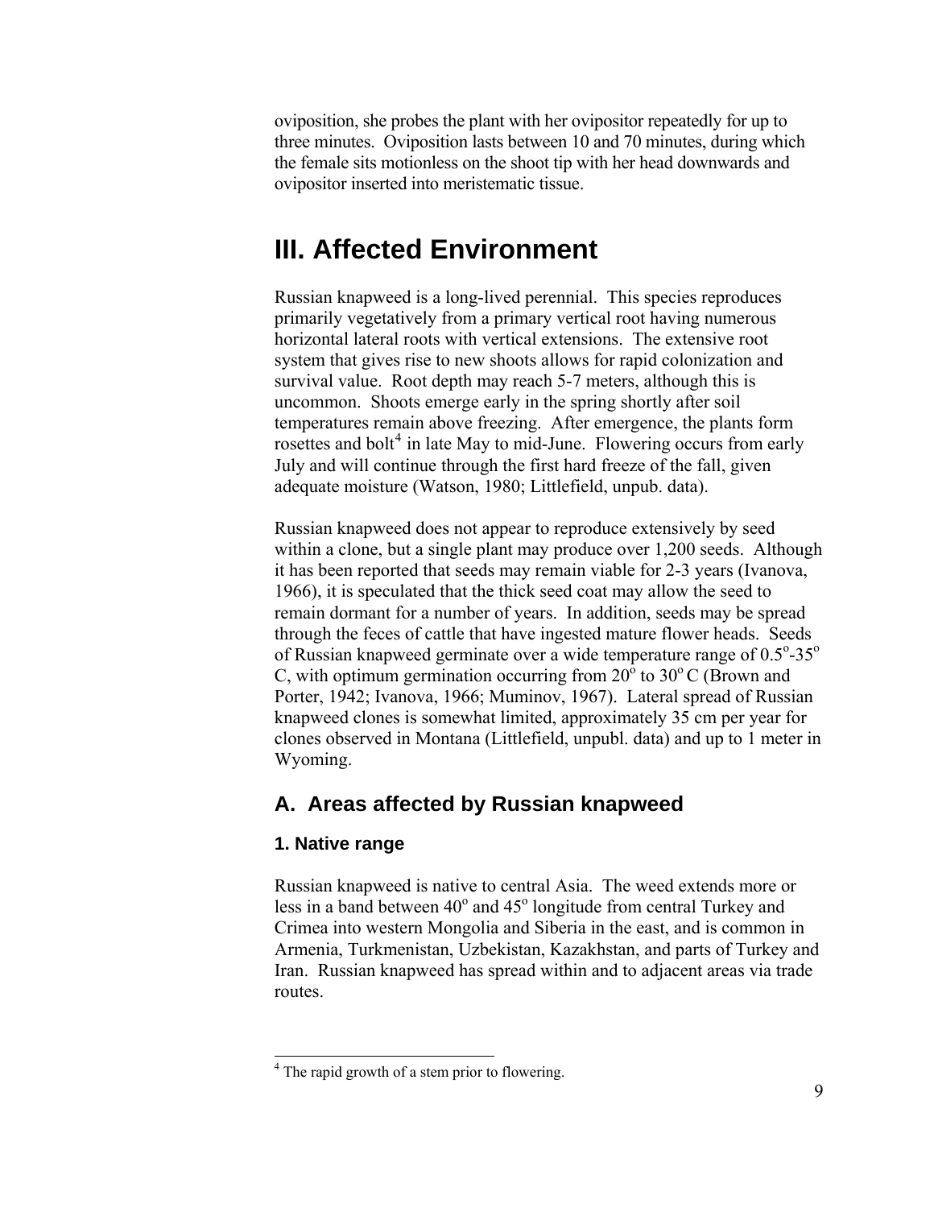oviposition, she probes the plant with her ovipositor repeatedly for up to three minutes. Oviposition lasts between 10 and 70 minutes, during which the female sits motionless on the shoot tip with her head downwards and ovipositor inserted into meristematic tissue.

# III. Affected Environment

Russian knapweed is a long-lived perennial. This species reproduces primarily vegetatively from a primary vertical root having numerous horizontal lateral roots with vertical extensions. The extensive root system that gives rise to new shoots allows for rapid colonization and survival value. Root depth may reach 5-7 meters, although this is uncommon. Shoots emerge early in the spring shortly after soil temperatures remain above freezing. After emergence, the plants form rosettes and bolt[4] in late May to mid-June. Flowering occurs from early July and will continue through the first hard freeze of the fall, given adequate moisture (Watson, 1980; Littlefield, unpub. data).

Russian knapweed does not appear to reproduce extensively by seed within a clone, but a single plant may produce over 1,200 seeds. Although it has been reported that seeds may remain viable for 2-3 years (Ivanova, 1966), it is speculated that the thick seed coat may allow the seed to remain dormant for a number of years. In addition, seeds may be spread through the feces of cattle that have ingested mature flower heads. Seeds of Russian knapweed germinate over a wide temperature range of $0.5^{o}$-$35^{o}$ C, with optimum germination occurring from $20^{o}$ to $30^{o}$ C (Brown and Porter, 1942; Ivanova, 1966; Muminov, 1967). Lateral spread of Russian knapweed clones is somewhat limited, approximately 35 cm per year for clones observed in Montana (Littlefield, unpubl. data) and up to 1 meter in Wyoming.

## A. Areas affected by Russian knapweed

### 1. Native range

Russian knapweed is native to central Asia. The weed extends more or less in a band between $40^{o}$ and $45^{o}$ longitude from central Turkey and Crimea into western Mongolia and Siberia in the east, and is common in Armenia, Turkmenistan, Uzbekistan, Kazakhstan, and parts of Turkey and Iran. Russian knapweed has spread within and to adjacent areas via trade routes.

---

[4] The rapid growth of a stem prior to flowering.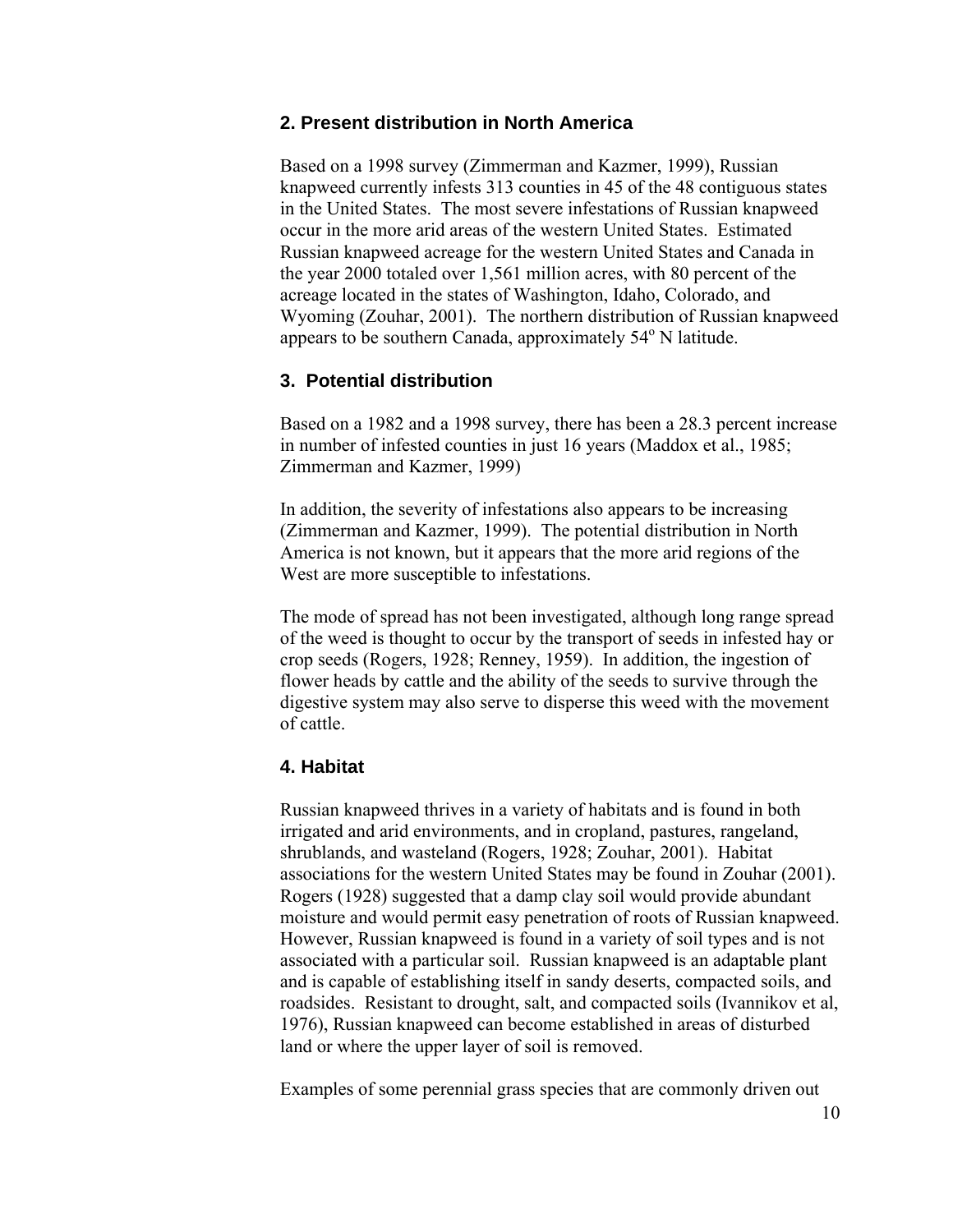## 2. Present distribution in North America

Based on a 1998 survey (Zimmerman and Kazmer, 1999), Russian knapweed currently infests 313 counties in 45 of the 48 contiguous states in the United States. The most severe infestations of Russian knapweed occur in the more arid areas of the western United States. Estimated Russian knapweed acreage for the western United States and Canada in the year 2000 totaled over 1,561 million acres, with 80 percent of the acreage located in the states of Washington, Idaho, Colorado, and Wyoming (Zouhar, 2001). The northern distribution of Russian knapweed appears to be southern Canada, approximately 54$^o$ N latitude.

## 3. Potential distribution

Based on a 1982 and a 1998 survey, there has been a 28.3 percent increase in number of infested counties in just 16 years (Maddox et al., 1985; Zimmerman and Kazmer, 1999)

In addition, the severity of infestations also appears to be increasing (Zimmerman and Kazmer, 1999). The potential distribution in North America is not known, but it appears that the more arid regions of the West are more susceptible to infestations.

The mode of spread has not been investigated, although long range spread of the weed is thought to occur by the transport of seeds in infested hay or crop seeds (Rogers, 1928; Renney, 1959). In addition, the ingestion of flower heads by cattle and the ability of the seeds to survive through the digestive system may also serve to disperse this weed with the movement of cattle.

## 4. Habitat

Russian knapweed thrives in a variety of habitats and is found in both irrigated and arid environments, and in cropland, pastures, rangeland, shrublands, and wasteland (Rogers, 1928; Zouhar, 2001). Habitat associations for the western United States may be found in Zouhar (2001). Rogers (1928) suggested that a damp clay soil would provide abundant moisture and would permit easy penetration of roots of Russian knapweed. However, Russian knapweed is found in a variety of soil types and is not associated with a particular soil. Russian knapweed is an adaptable plant and is capable of establishing itself in sandy deserts, compacted soils, and roadsides. Resistant to drought, salt, and compacted soils (Ivannikov et al, 1976), Russian knapweed can become established in areas of disturbed land or where the upper layer of soil is removed.

Examples of some perennial grass species that are commonly driven out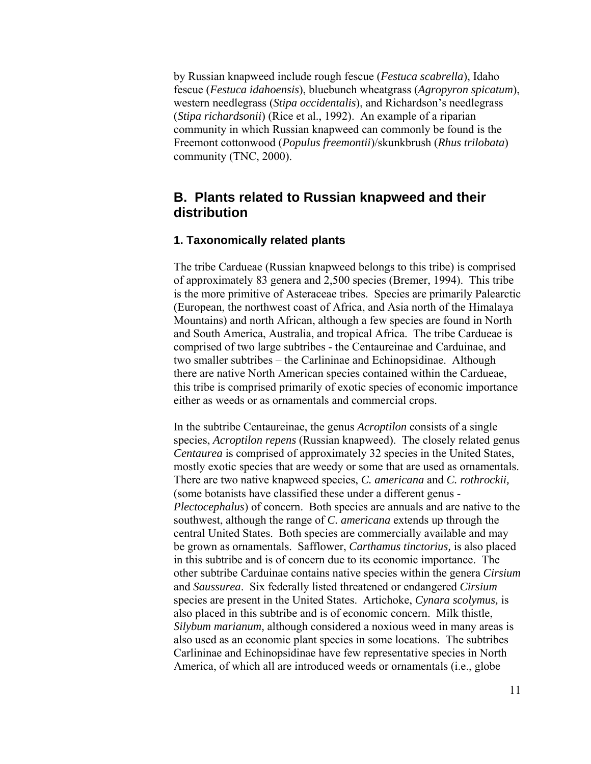by Russian knapweed include rough fescue (*Festuca scabrella*), Idaho fescue (*Festuca idahoensis*), bluebunch wheatgrass (*Agropyron spicatum*), western needlegrass (*Stipa occidentalis*), and Richardson's needlegrass (*Stipa richardsonii*) (Rice et al., 1992). An example of a riparian community in which Russian knapweed can commonly be found is the Freemont cottonwood (*Populus freemontii*)/skunkbrush (*Rhus trilobata*) community (TNC, 2000).

## B. Plants related to Russian knapweed and their distribution

### 1. Taxonomically related plants

The tribe Cardueae (Russian knapweed belongs to this tribe) is comprised of approximately 83 genera and 2,500 species (Bremer, 1994). This tribe is the more primitive of Asteraceae tribes. Species are primarily Palearctic (European, the northwest coast of Africa, and Asia north of the Himalaya Mountains) and north African, although a few species are found in North and South America, Australia, and tropical Africa. The tribe Cardueae is comprised of two large subtribes - the Centaureinae and Carduinae, and two smaller subtribes – the Carlininae and Echinopsidinae. Although there are native North American species contained within the Cardueae, this tribe is comprised primarily of exotic species of economic importance either as weeds or as ornamentals and commercial crops.

In the subtribe Centaureinae, the genus *Acroptilon* consists of a single species, *Acroptilon repens* (Russian knapweed). The closely related genus *Centaurea* is comprised of approximately 32 species in the United States, mostly exotic species that are weedy or some that are used as ornamentals. There are two native knapweed species, *C. americana* and *C. rothrockii,* (some botanists have classified these under a different genus - *Plectocephalus*) of concern. Both species are annuals and are native to the southwest, although the range of *C. americana* extends up through the central United States. Both species are commercially available and may be grown as ornamentals. Safflower, *Carthamus tinctorius,* is also placed in this subtribe and is of concern due to its economic importance. The other subtribe Carduinae contains native species within the genera *Cirsium* and *Saussurea*. Six federally listed threatened or endangered *Cirsium* species are present in the United States. Artichoke, *Cynara scolymus,* is also placed in this subtribe and is of economic concern. Milk thistle, *Silybum marianum,* although considered a noxious weed in many areas is also used as an economic plant species in some locations. The subtribes Carlininae and Echinopsidinae have few representative species in North America, of which all are introduced weeds or ornamentals (i.e., globe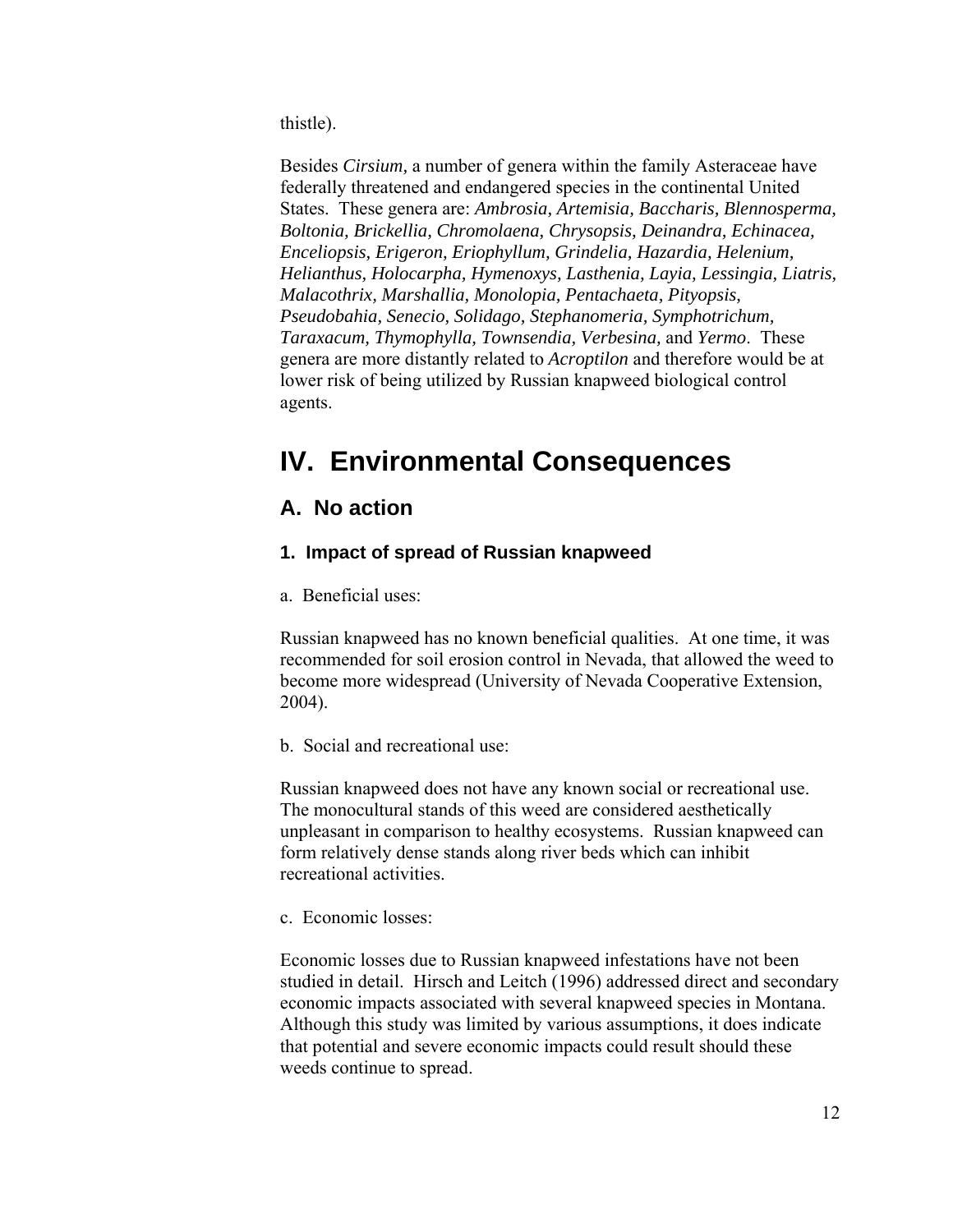thistle).

Besides *Cirsium*, a number of genera within the family Asteraceae have federally threatened and endangered species in the continental United States. These genera are: *Ambrosia, Artemisia, Baccharis, Blennosperma, Boltonia, Brickellia, Chromolaena, Chrysopsis, Deinandra, Echinacea, Enceliopsis, Erigeron, Eriophyllum, Grindelia, Hazardia, Helenium, Helianthus, Holocarpha, Hymenoxys, Lasthenia, Layia, Lessingia, Liatris, Malacothrix, Marshallia, Monolopia, Pentachaeta, Pityopsis, Pseudobahia, Senecio, Solidago, Stephanomeria, Symphotrichum, Taraxacum, Thymophylla, Townsendia, Verbesina*, and *Yermo*. These genera are more distantly related to *Acroptilon* and therefore would be at lower risk of being utilized by Russian knapweed biological control agents.

# IV. Environmental Consequences

## A. No action

### 1. Impact of spread of Russian knapweed

a. Beneficial uses:

Russian knapweed has no known beneficial qualities. At one time, it was recommended for soil erosion control in Nevada, that allowed the weed to become more widespread (University of Nevada Cooperative Extension, 2004).

b. Social and recreational use:

Russian knapweed does not have any known social or recreational use. The monocultural stands of this weed are considered aesthetically unpleasant in comparison to healthy ecosystems. Russian knapweed can form relatively dense stands along river beds which can inhibit recreational activities.

c. Economic losses:

Economic losses due to Russian knapweed infestations have not been studied in detail. Hirsch and Leitch (1996) addressed direct and secondary economic impacts associated with several knapweed species in Montana. Although this study was limited by various assumptions, it does indicate that potential and severe economic impacts could result should these weeds continue to spread.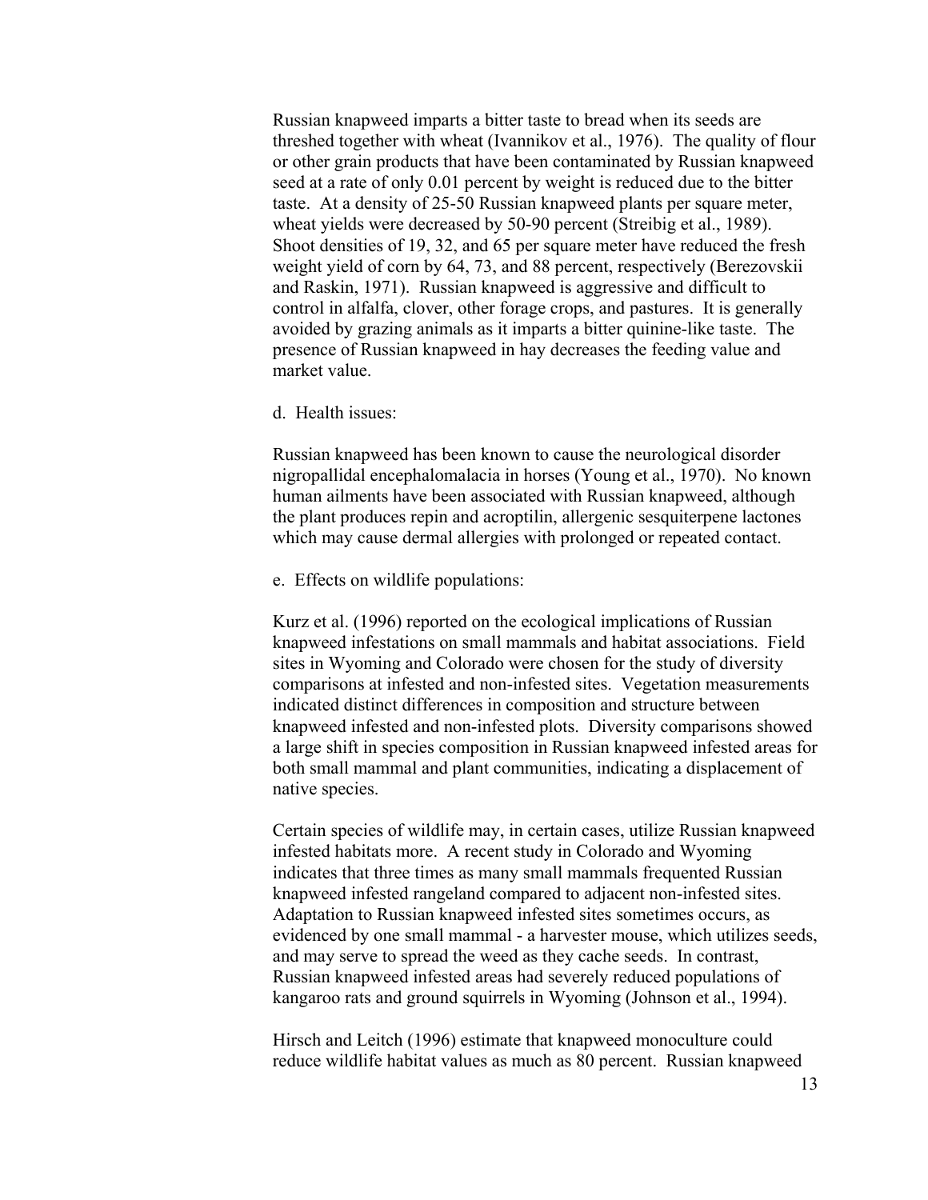Russian knapweed imparts a bitter taste to bread when its seeds are threshed together with wheat (Ivannikov et al., 1976). The quality of flour or other grain products that have been contaminated by Russian knapweed seed at a rate of only 0.01 percent by weight is reduced due to the bitter taste. At a density of 25-50 Russian knapweed plants per square meter, wheat yields were decreased by 50-90 percent (Streibig et al., 1989). Shoot densities of 19, 32, and 65 per square meter have reduced the fresh weight yield of corn by 64, 73, and 88 percent, respectively (Berezovskii and Raskin, 1971). Russian knapweed is aggressive and difficult to control in alfalfa, clover, other forage crops, and pastures. It is generally avoided by grazing animals as it imparts a bitter quinine-like taste. The presence of Russian knapweed in hay decreases the feeding value and market value.

d. Health issues:

Russian knapweed has been known to cause the neurological disorder nigropallidal encephalomalacia in horses (Young et al., 1970). No known human ailments have been associated with Russian knapweed, although the plant produces repin and acroptilin, allergenic sesquiterpene lactones which may cause dermal allergies with prolonged or repeated contact.

e. Effects on wildlife populations:

Kurz et al. (1996) reported on the ecological implications of Russian knapweed infestations on small mammals and habitat associations. Field sites in Wyoming and Colorado were chosen for the study of diversity comparisons at infested and non-infested sites. Vegetation measurements indicated distinct differences in composition and structure between knapweed infested and non-infested plots. Diversity comparisons showed a large shift in species composition in Russian knapweed infested areas for both small mammal and plant communities, indicating a displacement of native species.

Certain species of wildlife may, in certain cases, utilize Russian knapweed infested habitats more. A recent study in Colorado and Wyoming indicates that three times as many small mammals frequented Russian knapweed infested rangeland compared to adjacent non-infested sites. Adaptation to Russian knapweed infested sites sometimes occurs, as evidenced by one small mammal - a harvester mouse, which utilizes seeds, and may serve to spread the weed as they cache seeds. In contrast, Russian knapweed infested areas had severely reduced populations of kangaroo rats and ground squirrels in Wyoming (Johnson et al., 1994).

Hirsch and Leitch (1996) estimate that knapweed monoculture could reduce wildlife habitat values as much as 80 percent. Russian knapweed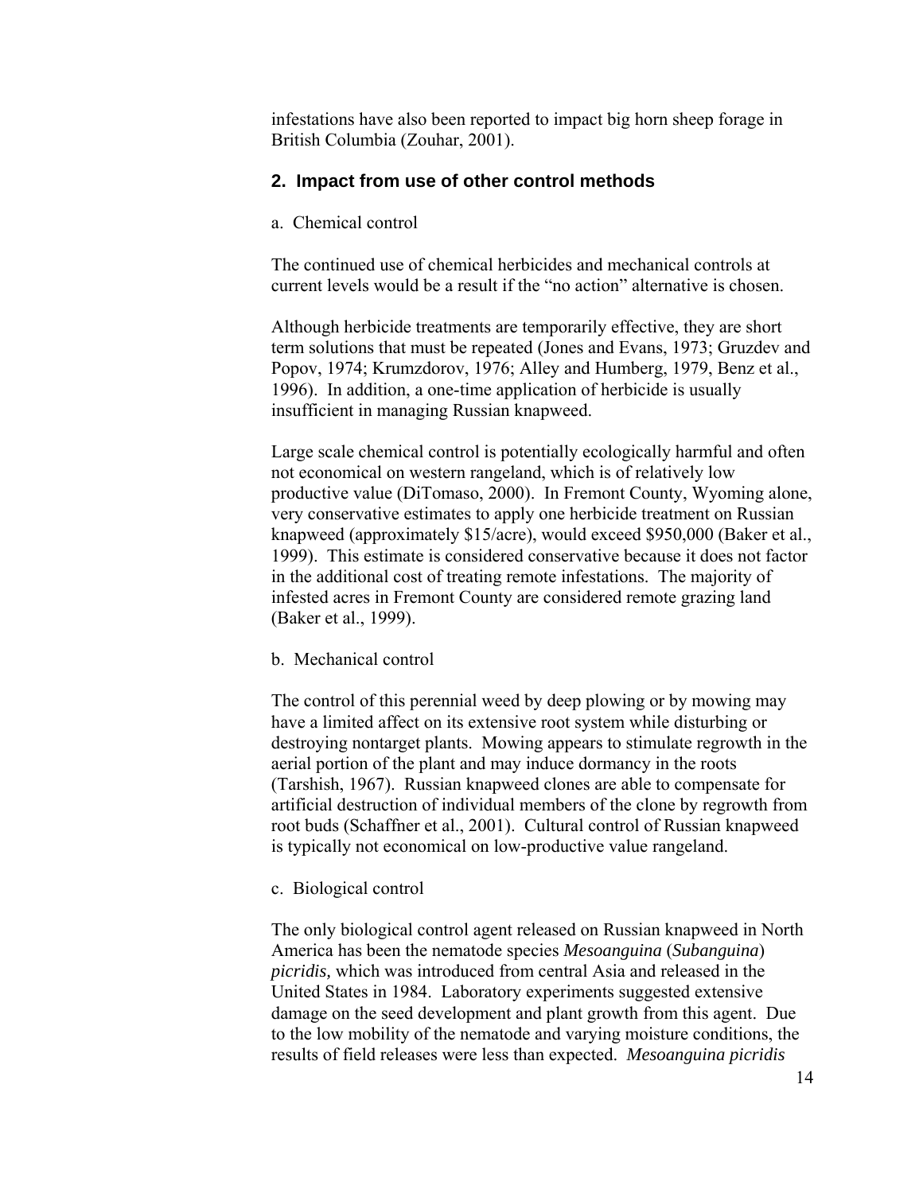infestations have also been reported to impact big horn sheep forage in British Columbia (Zouhar, 2001).

## 2. Impact from use of other control methods

a. Chemical control

The continued use of chemical herbicides and mechanical controls at current levels would be a result if the "no action" alternative is chosen.

Although herbicide treatments are temporarily effective, they are short term solutions that must be repeated (Jones and Evans, 1973; Gruzdev and Popov, 1974; Krumzdorov, 1976; Alley and Humberg, 1979, Benz et al., 1996). In addition, a one-time application of herbicide is usually insufficient in managing Russian knapweed.

Large scale chemical control is potentially ecologically harmful and often not economical on western rangeland, which is of relatively low productive value (DiTomaso, 2000). In Fremont County, Wyoming alone, very conservative estimates to apply one herbicide treatment on Russian knapweed (approximately $15/acre), would exceed $950,000 (Baker et al., 1999). This estimate is considered conservative because it does not factor in the additional cost of treating remote infestations. The majority of infested acres in Fremont County are considered remote grazing land (Baker et al., 1999).

b. Mechanical control

The control of this perennial weed by deep plowing or by mowing may have a limited affect on its extensive root system while disturbing or destroying nontarget plants. Mowing appears to stimulate regrowth in the aerial portion of the plant and may induce dormancy in the roots (Tarshish, 1967). Russian knapweed clones are able to compensate for artificial destruction of individual members of the clone by regrowth from root buds (Schaffner et al., 2001). Cultural control of Russian knapweed is typically not economical on low-productive value rangeland.

c. Biological control

The only biological control agent released on Russian knapweed in North America has been the nematode species *Mesoanguina* (*Subanguina*) *picridis,* which was introduced from central Asia and released in the United States in 1984. Laboratory experiments suggested extensive damage on the seed development and plant growth from this agent. Due to the low mobility of the nematode and varying moisture conditions, the results of field releases were less than expected. *Mesoanguina picridis*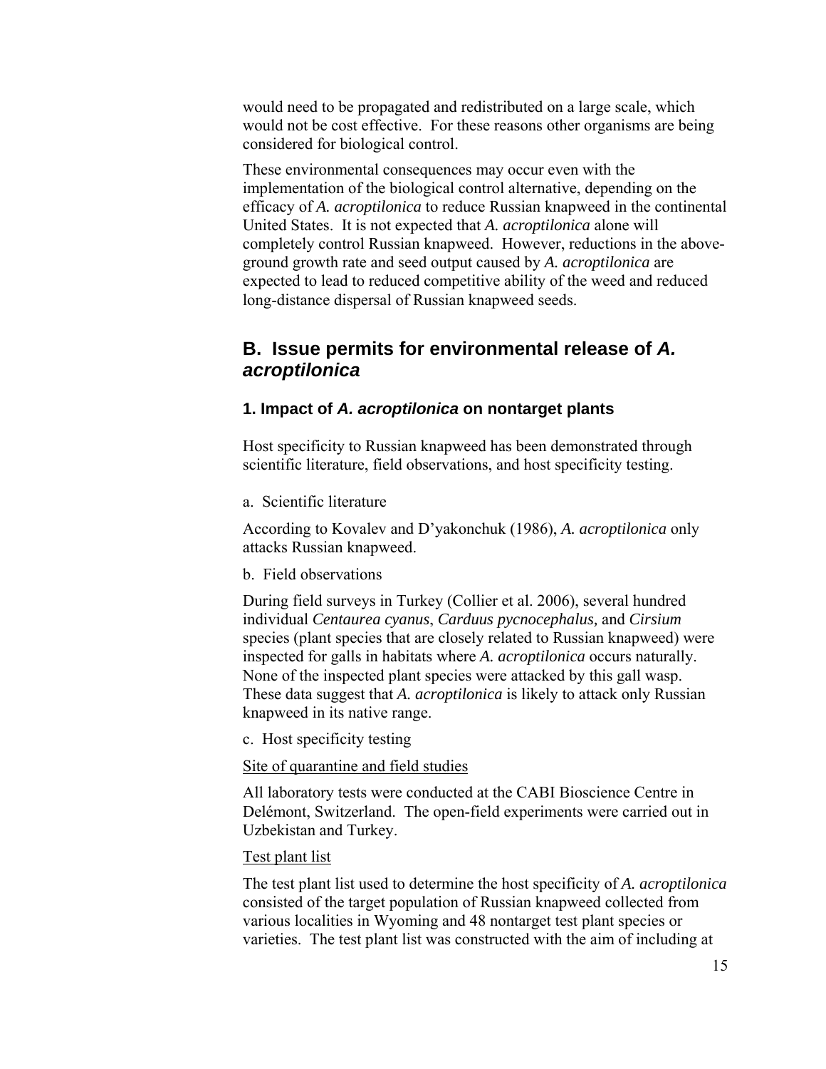would need to be propagated and redistributed on a large scale, which would not be cost effective. For these reasons other organisms are being considered for biological control.

These environmental consequences may occur even with the implementation of the biological control alternative, depending on the efficacy of *A. acroptilonica* to reduce Russian knapweed in the continental United States. It is not expected that *A. acroptilonica* alone will completely control Russian knapweed. However, reductions in the above-ground growth rate and seed output caused by *A. acroptilonica* are expected to lead to reduced competitive ability of the weed and reduced long-distance dispersal of Russian knapweed seeds.

## B. Issue permits for environmental release of *A. acroptilonica*

### 1. Impact of *A. acroptilonica* on nontarget plants

Host specificity to Russian knapweed has been demonstrated through scientific literature, field observations, and host specificity testing.

a. Scientific literature

According to Kovalev and D'yakonchuk (1986), *A. acroptilonica* only attacks Russian knapweed.

b. Field observations

During field surveys in Turkey (Collier et al. 2006), several hundred individual *Centaurea cyanus*, *Carduus pycnocephalus,* and *Cirsium* species (plant species that are closely related to Russian knapweed) were inspected for galls in habitats where *A. acroptilonica* occurs naturally. None of the inspected plant species were attacked by this gall wasp. These data suggest that *A. acroptilonica* is likely to attack only Russian knapweed in its native range.

c. Host specificity testing

Site of quarantine and field studies

All laboratory tests were conducted at the CABI Bioscience Centre in Delémont, Switzerland. The open-field experiments were carried out in Uzbekistan and Turkey.

Test plant list

The test plant list used to determine the host specificity of *A. acroptilonica* consisted of the target population of Russian knapweed collected from various localities in Wyoming and 48 nontarget test plant species or varieties. The test plant list was constructed with the aim of including at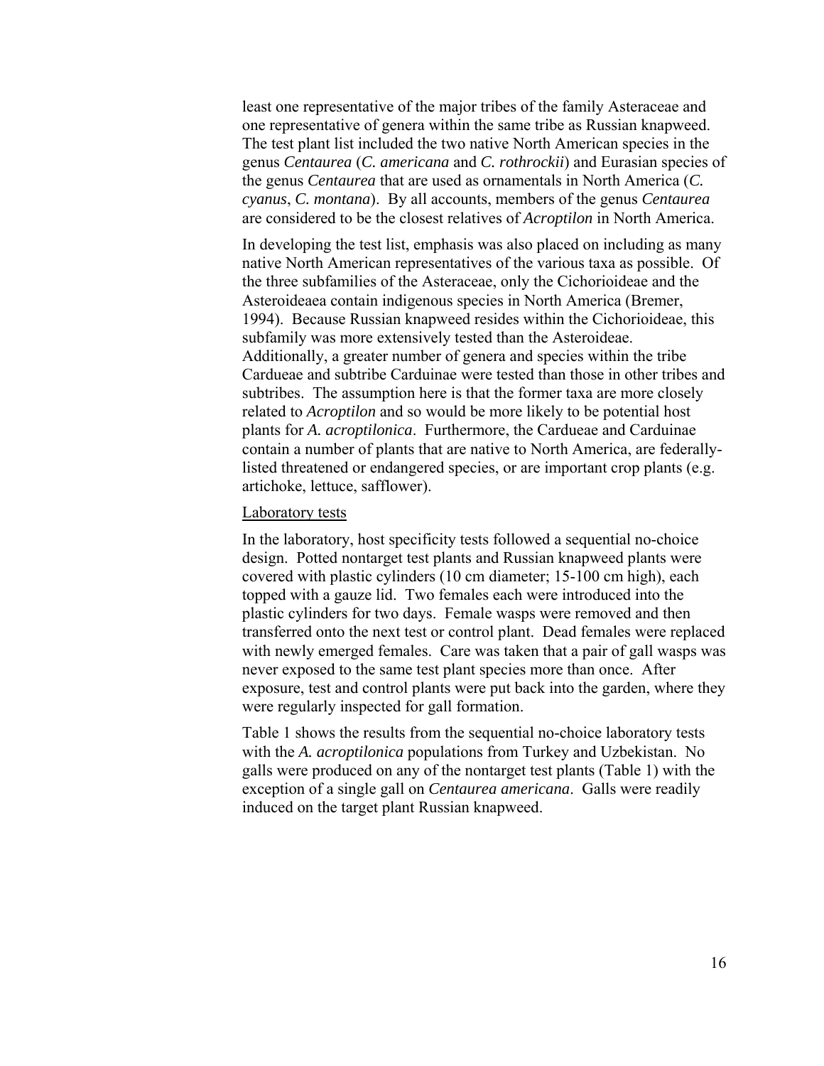least one representative of the major tribes of the family Asteraceae and one representative of genera within the same tribe as Russian knapweed. The test plant list included the two native North American species in the genus *Centaurea* (*C. americana* and *C. rothrockii*) and Eurasian species of the genus *Centaurea* that are used as ornamentals in North America (*C. cyanus*, *C. montana*). By all accounts, members of the genus *Centaurea* are considered to be the closest relatives of *Acroptilon* in North America.

In developing the test list, emphasis was also placed on including as many native North American representatives of the various taxa as possible. Of the three subfamilies of the Asteraceae, only the Cichorioideae and the Asteroideaea contain indigenous species in North America (Bremer, 1994). Because Russian knapweed resides within the Cichorioideae, this subfamily was more extensively tested than the Asteroideae. Additionally, a greater number of genera and species within the tribe Cardueae and subtribe Carduinae were tested than those in other tribes and subtribes. The assumption here is that the former taxa are more closely related to *Acroptilon* and so would be more likely to be potential host plants for *A. acroptilonica*. Furthermore, the Cardueae and Carduinae contain a number of plants that are native to North America, are federally-listed threatened or endangered species, or are important crop plants (e.g. artichoke, lettuce, safflower).

<u>Laboratory tests</u>

In the laboratory, host specificity tests followed a sequential no-choice design. Potted nontarget test plants and Russian knapweed plants were covered with plastic cylinders (10 cm diameter; 15-100 cm high), each topped with a gauze lid. Two females each were introduced into the plastic cylinders for two days. Female wasps were removed and then transferred onto the next test or control plant. Dead females were replaced with newly emerged females. Care was taken that a pair of gall wasps was never exposed to the same test plant species more than once. After exposure, test and control plants were put back into the garden, where they were regularly inspected for gall formation.

Table 1 shows the results from the sequential no-choice laboratory tests with the *A. acroptilonica* populations from Turkey and Uzbekistan. No galls were produced on any of the nontarget test plants (Table 1) with the exception of a single gall on *Centaurea americana*. Galls were readily induced on the target plant Russian knapweed.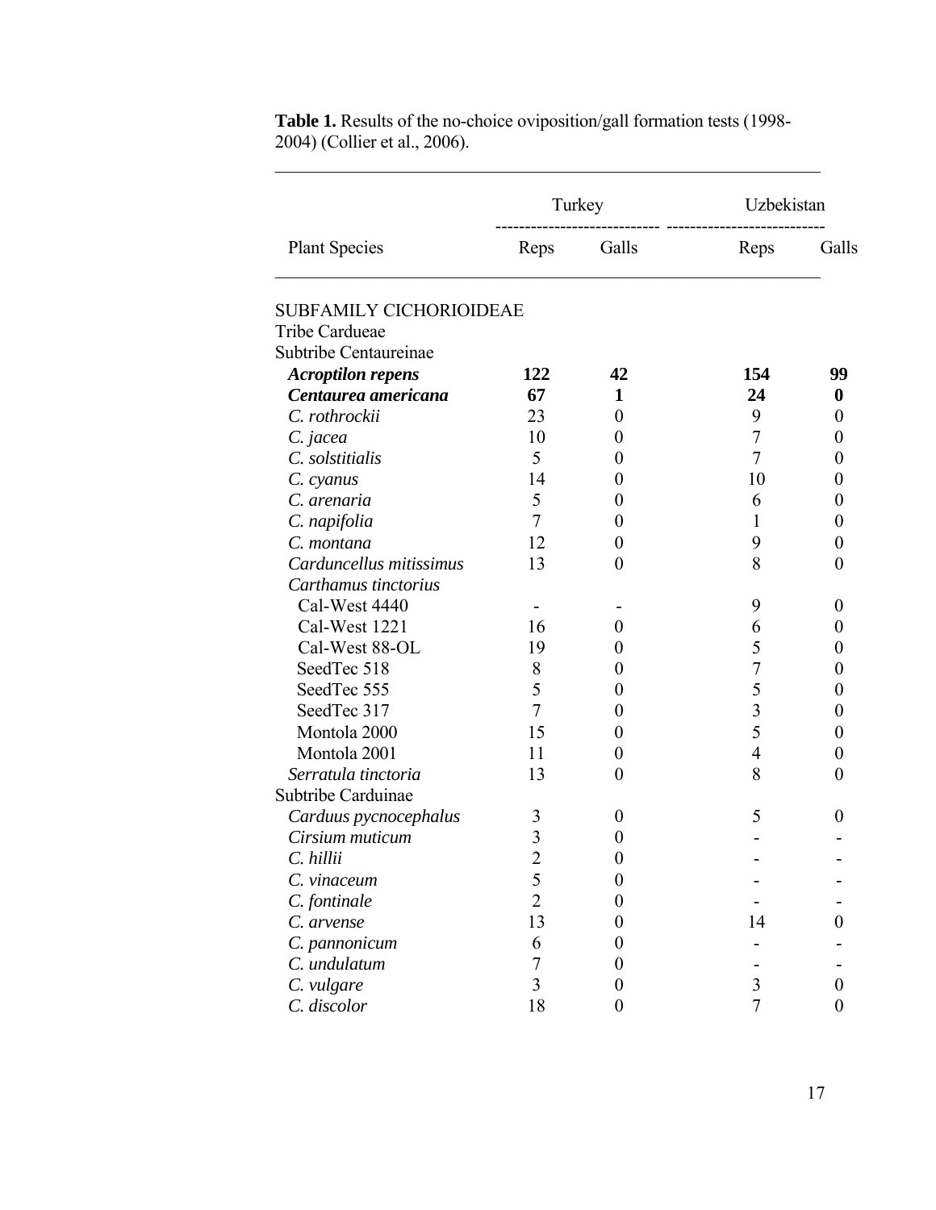**Table 1.** Results of the no-choice oviposition/gall formation tests (1998-2004) (Collier et al., 2006).

| Plant Species | Turkey | | Uzbekistan | |
|---|---|---|---|---|
| | Reps | Galls | Reps | Galls |
| SUBFAMILY CICHORIOIDEAE | | | | |
| Tribe Cardueae | | | | |
| Subtribe Centaureinae | | | | |
| ***Acroptilon repens*** | **122** | **42** | **154** | **99** |
| ***Centaurea americana*** | **67** | **1** | **24** | **0** |
| *C. rothrockii* | 23 | 0 | 9 | 0 |
| *C. jacea* | 10 | 0 | 7 | 0 |
| *C. solstitialis* | 5 | 0 | 7 | 0 |
| *C. cyanus* | 14 | 0 | 10 | 0 |
| *C. arenaria* | 5 | 0 | 6 | 0 |
| *C. napifolia* | 7 | 0 | 1 | 0 |
| *C. montana* | 12 | 0 | 9 | 0 |
| *Carduncellus mitissimus* | 13 | 0 | 8 | 0 |
| *Carthamus tinctorius* | | | | |
| Cal-West 4440 | - | - | 9 | 0 |
| Cal-West 1221 | 16 | 0 | 6 | 0 |
| Cal-West 88-OL | 19 | 0 | 5 | 0 |
| SeedTec 518 | 8 | 0 | 7 | 0 |
| SeedTec 555 | 5 | 0 | 5 | 0 |
| SeedTec 317 | 7 | 0 | 3 | 0 |
| Montola 2000 | 15 | 0 | 5 | 0 |
| Montola 2001 | 11 | 0 | 4 | 0 |
| *Serratula tinctoria* | 13 | 0 | 8 | 0 |
| Subtribe Carduinae | | | | |
| *Carduus pycnocephalus* | 3 | 0 | 5 | 0 |
| *Cirsium muticum* | 3 | 0 | - | - |
| *C. hillii* | 2 | 0 | - | - |
| *C. vinaceum* | 5 | 0 | - | - |
| *C. fontinale* | 2 | 0 | - | - |
| *C. arvense* | 13 | 0 | 14 | 0 |
| *C. pannonicum* | 6 | 0 | - | - |
| *C. undulatum* | 7 | 0 | - | - |
| *C. vulgare* | 3 | 0 | 3 | 0 |
| *C. discolor* | 18 | 0 | 7 | 0 |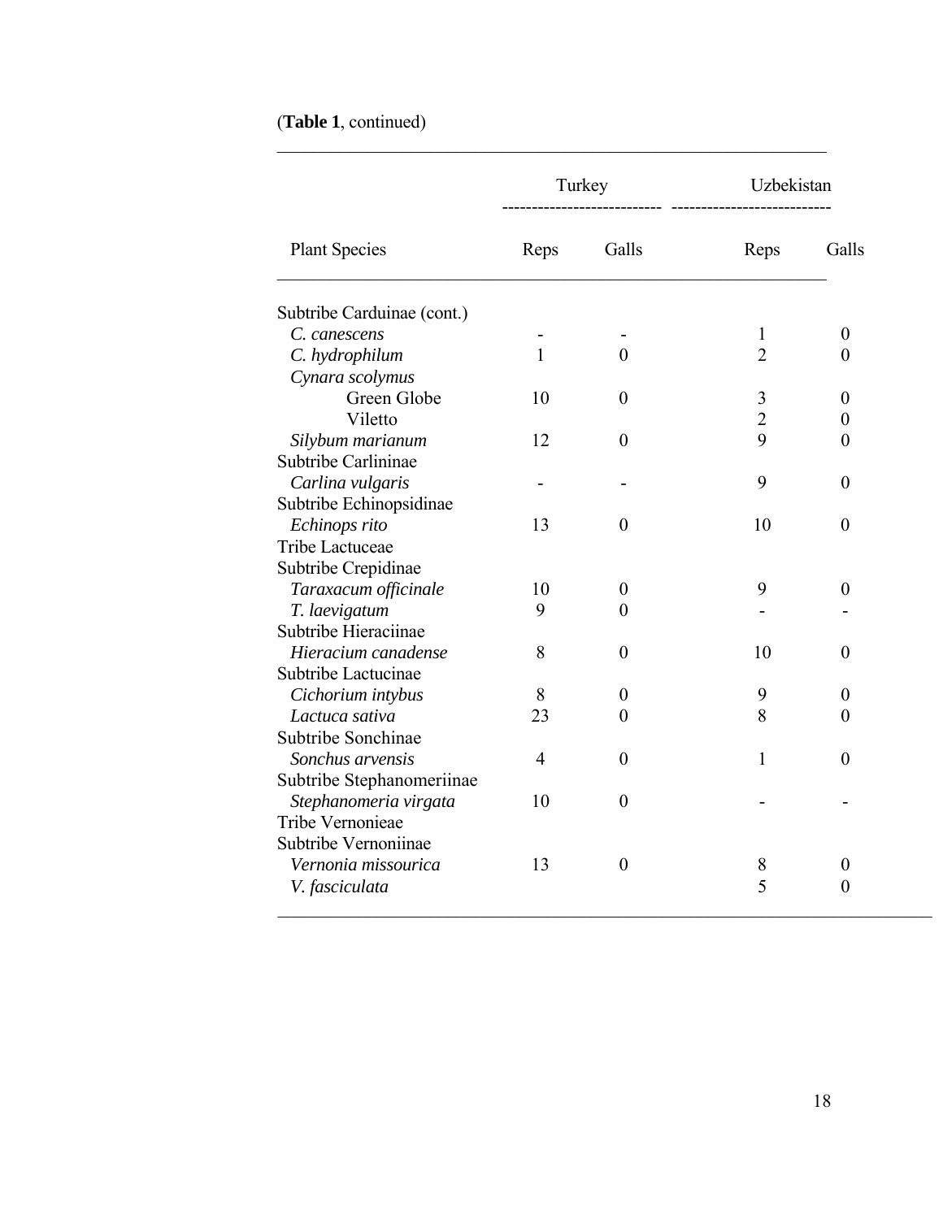(**Table 1**, continued)

| Plant Species | Turkey | | Uzbekistan | |
|---|---|---|---|---|
| | Reps | Galls | Reps | Galls |
| Subtribe Carduinae (cont.) | | | | |
| *C. canescens* | - | - | 1 | 0 |
| *C. hydrophilum* | 1 | 0 | 2 | 0 |
| *Cynara scolymus* | | | | |
| Green Globe | 10 | 0 | 3 | 0 |
| Viletto | | | 2 | 0 |
| *Silybum marianum* | 12 | 0 | 9 | 0 |
| Subtribe Carlininae | | | | |
| *Carlina vulgaris* | - | - | 9 | 0 |
| Subtribe Echinopsidinae | | | | |
| *Echinops rito* | 13 | 0 | 10 | 0 |
| Tribe Lactuceae | | | | |
| Subtribe Crepidinae | | | | |
| *Taraxacum officinale* | 10 | 0 | 9 | 0 |
| *T. laevigatum* | 9 | 0 | - | - |
| Subtribe Hieraciinae | | | | |
| *Hieracium canadense* | 8 | 0 | 10 | 0 |
| Subtribe Lactucinae | | | | |
| *Cichorium intybus* | 8 | 0 | 9 | 0 |
| *Lactuca sativa* | 23 | 0 | 8 | 0 |
| Subtribe Sonchinae | | | | |
| *Sonchus arvensis* | 4 | 0 | 1 | 0 |
| Subtribe Stephanomeriinae | | | | |
| *Stephanomeria virgata* | 10 | 0 | - | - |
| Tribe Vernonieae | | | | |
| Subtribe Vernoniinae | | | | |
| *Vernonia missourica* | 13 | 0 | 8 | 0 |
| *V. fasciculata* | | | 5 | 0 |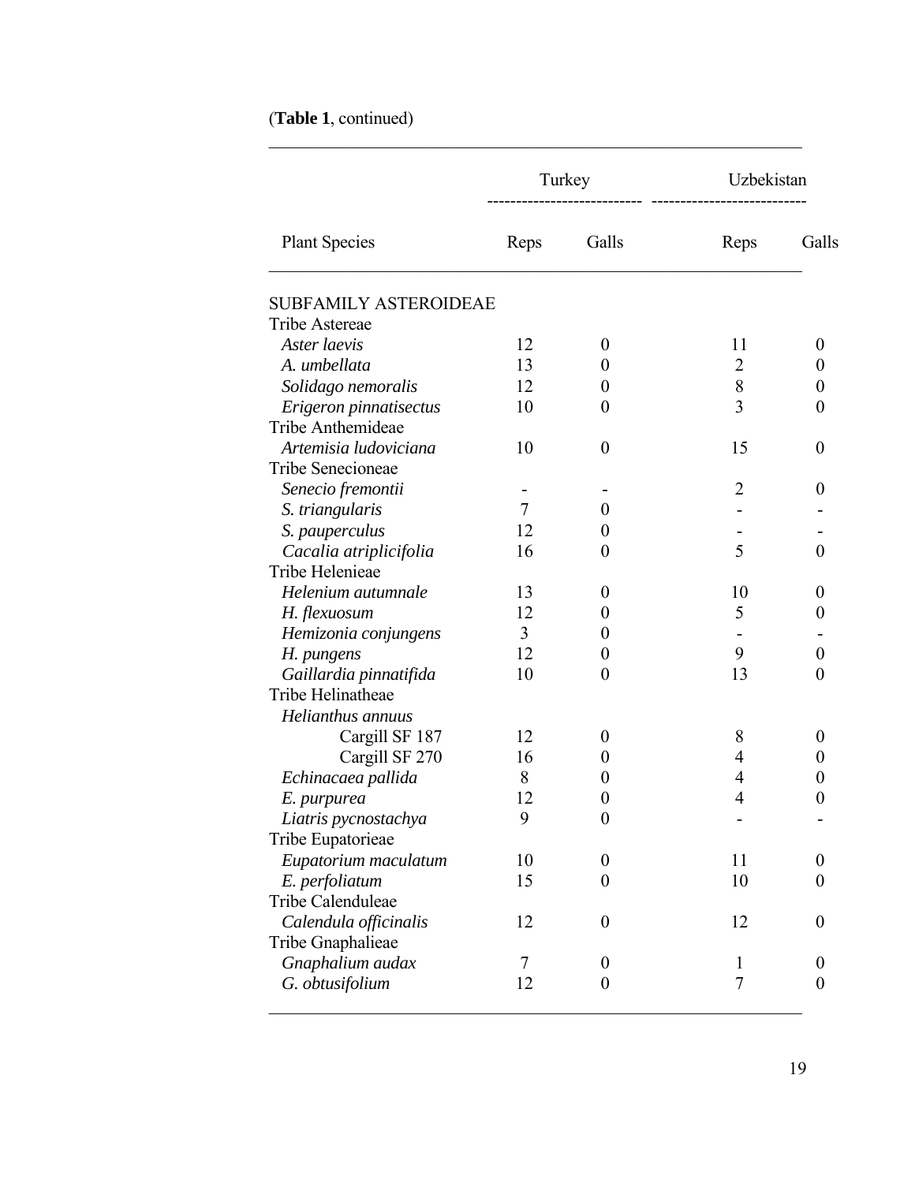(**Table 1**, continued)

| Plant Species | Turkey | | Uzbekistan | |
|---|---|---|---|---|
| | Reps | Galls | Reps | Galls |
| SUBFAMILY ASTEROIDEAE | | | | |
| Tribe Astereae | | | | |
| *Aster laevis* | 12 | 0 | 11 | 0 |
| *A. umbellata* | 13 | 0 | 2 | 0 |
| *Solidago nemoralis* | 12 | 0 | 8 | 0 |
| *Erigeron pinnatisectus* | 10 | 0 | 3 | 0 |
| Tribe Anthemideae | | | | |
| *Artemisia ludoviciana* | 10 | 0 | 15 | 0 |
| Tribe Senecioneae | | | | |
| *Senecio fremontii* | - | - | 2 | 0 |
| *S. triangularis* | 7 | 0 | - | - |
| *S. pauperculus* | 12 | 0 | - | - |
| *Cacalia atriplicifolia* | 16 | 0 | 5 | 0 |
| Tribe Helenieae | | | | |
| *Helenium autumnale* | 13 | 0 | 10 | 0 |
| *H. flexuosum* | 12 | 0 | 5 | 0 |
| *Hemizonia conjungens* | 3 | 0 | - | - |
| *H. pungens* | 12 | 0 | 9 | 0 |
| *Gaillardia pinnatifida* | 10 | 0 | 13 | 0 |
| Tribe Helinatheae | | | | |
| *Helianthus annuus* | | | | |
| Cargill SF 187 | 12 | 0 | 8 | 0 |
| Cargill SF 270 | 16 | 0 | 4 | 0 |
| *Echinacaea pallida* | 8 | 0 | 4 | 0 |
| *E. purpurea* | 12 | 0 | 4 | 0 |
| *Liatris pycnostachya* | 9 | 0 | - | - |
| Tribe Eupatorieae | | | | |
| *Eupatorium maculatum* | 10 | 0 | 11 | 0 |
| *E. perfoliatum* | 15 | 0 | 10 | 0 |
| Tribe Calenduleae | | | | |
| *Calendula officinalis* | 12 | 0 | 12 | 0 |
| Tribe Gnaphalieae | | | | |
| *Gnaphalium audax* | 7 | 0 | 1 | 0 |
| *G. obtusifolium* | 12 | 0 | 7 | 0 |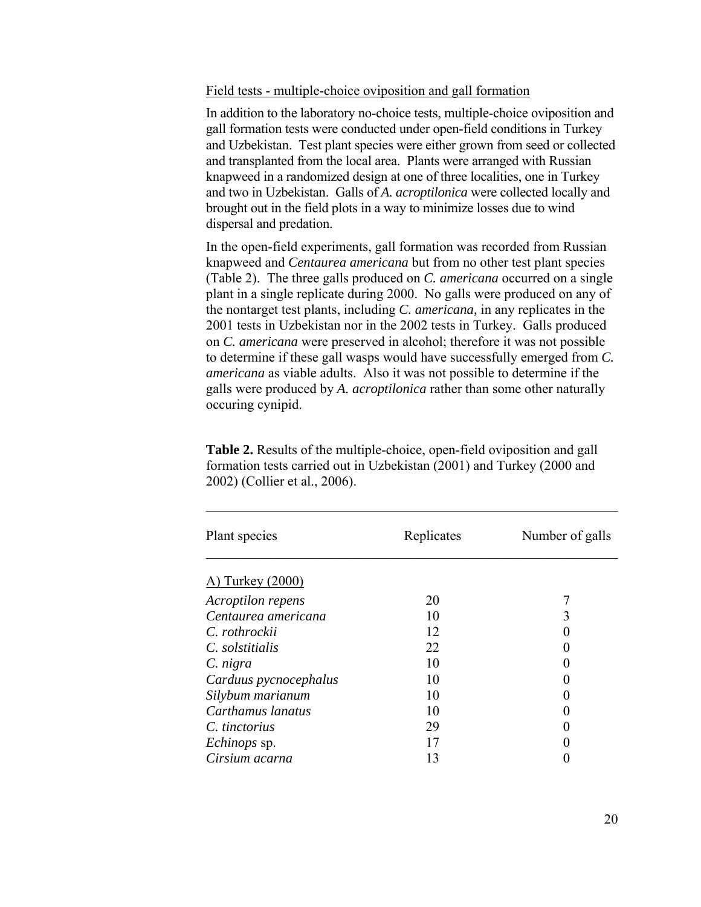Field tests - multiple-choice oviposition and gall formation

In addition to the laboratory no-choice tests, multiple-choice oviposition and gall formation tests were conducted under open-field conditions in Turkey and Uzbekistan. Test plant species were either grown from seed or collected and transplanted from the local area. Plants were arranged with Russian knapweed in a randomized design at one of three localities, one in Turkey and two in Uzbekistan. Galls of *A. acroptilonica* were collected locally and brought out in the field plots in a way to minimize losses due to wind dispersal and predation.

In the open-field experiments, gall formation was recorded from Russian knapweed and *Centaurea americana* but from no other test plant species (Table 2). The three galls produced on *C. americana* occurred on a single plant in a single replicate during 2000. No galls were produced on any of the nontarget test plants, including *C. americana*, in any replicates in the 2001 tests in Uzbekistan nor in the 2002 tests in Turkey. Galls produced on *C. americana* were preserved in alcohol; therefore it was not possible to determine if these gall wasps would have successfully emerged from *C. americana* as viable adults. Also it was not possible to determine if the galls were produced by *A. acroptilonica* rather than some other naturally occuring cynipid.

**Table 2.** Results of the multiple-choice, open-field oviposition and gall formation tests carried out in Uzbekistan (2001) and Turkey (2000 and 2002) (Collier et al., 2006).

| Plant species | Replicates | Number of galls |
|---|---|---|
| A) Turkey (2000) | | |
| *Acroptilon repens* | 20 | 7 |
| *Centaurea americana* | 10 | 3 |
| *C. rothrockii* | 12 | 0 |
| *C. solstitialis* | 22 | 0 |
| *C. nigra* | 10 | 0 |
| *Carduus pycnocephalus* | 10 | 0 |
| *Silybum marianum* | 10 | 0 |
| *Carthamus lanatus* | 10 | 0 |
| *C. tinctorius* | 29 | 0 |
| *Echinops* sp. | 17 | 0 |
| *Cirsium acarna* | 13 | 0 |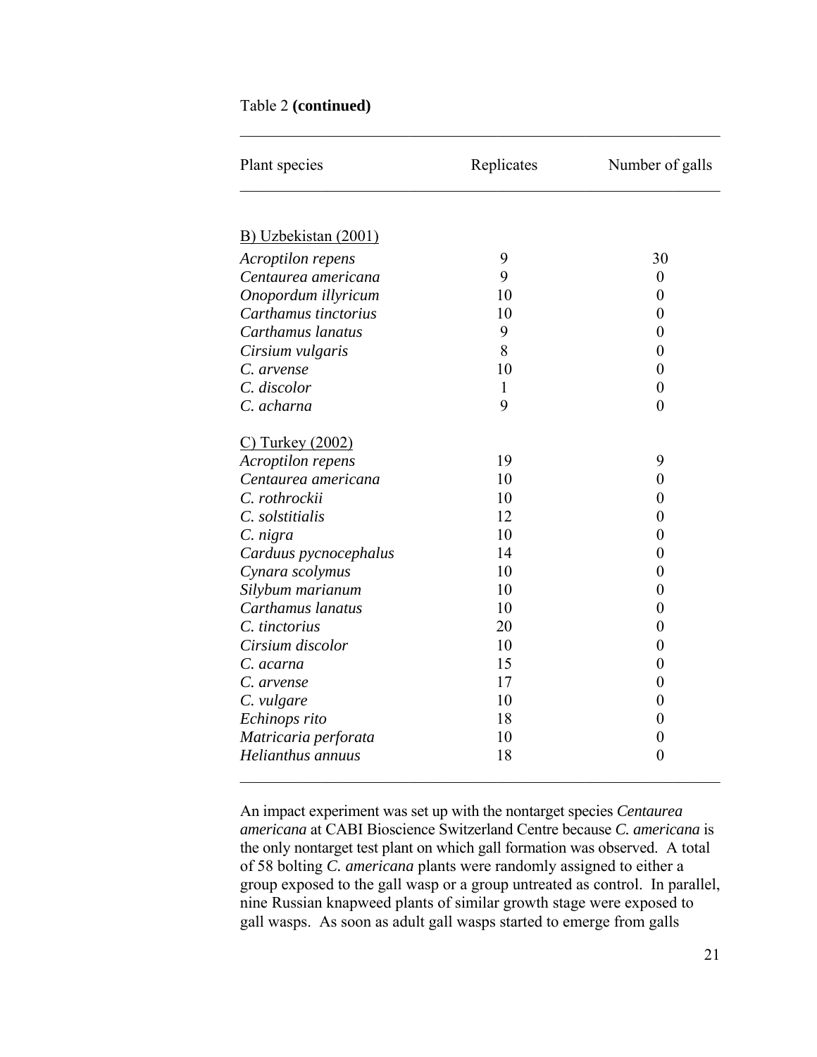Table 2 **(continued)**

| Plant species | Replicates | Number of galls |
|---|---|---|
| B) Uzbekistan (2001) | | |
| *Acroptilon repens* | 9 | 30 |
| *Centaurea americana* | 9 | 0 |
| *Onopordum illyricum* | 10 | 0 |
| *Carthamus tinctorius* | 10 | 0 |
| *Carthamus lanatus* | 9 | 0 |
| *Cirsium vulgaris* | 8 | 0 |
| *C. arvense* | 10 | 0 |
| *C. discolor* | 1 | 0 |
| *C. acharna* | 9 | 0 |
| C) Turkey (2002) | | |
| *Acroptilon repens* | 19 | 9 |
| *Centaurea americana* | 10 | 0 |
| *C. rothrockii* | 10 | 0 |
| *C. solstitialis* | 12 | 0 |
| *C. nigra* | 10 | 0 |
| *Carduus pycnocephalus* | 14 | 0 |
| *Cynara scolymus* | 10 | 0 |
| *Silybum marianum* | 10 | 0 |
| *Carthamus lanatus* | 10 | 0 |
| *C. tinctorius* | 20 | 0 |
| *Cirsium discolor* | 10 | 0 |
| *C. acarna* | 15 | 0 |
| *C. arvense* | 17 | 0 |
| *C. vulgare* | 10 | 0 |
| *Echinops rito* | 18 | 0 |
| *Matricaria perforata* | 10 | 0 |
| *Helianthus annuus* | 18 | 0 |

An impact experiment was set up with the nontarget species *Centaurea americana* at CABI Bioscience Switzerland Centre because *C. americana* is the only nontarget test plant on which gall formation was observed. A total of 58 bolting *C. americana* plants were randomly assigned to either a group exposed to the gall wasp or a group untreated as control. In parallel, nine Russian knapweed plants of similar growth stage were exposed to gall wasps. As soon as adult gall wasps started to emerge from galls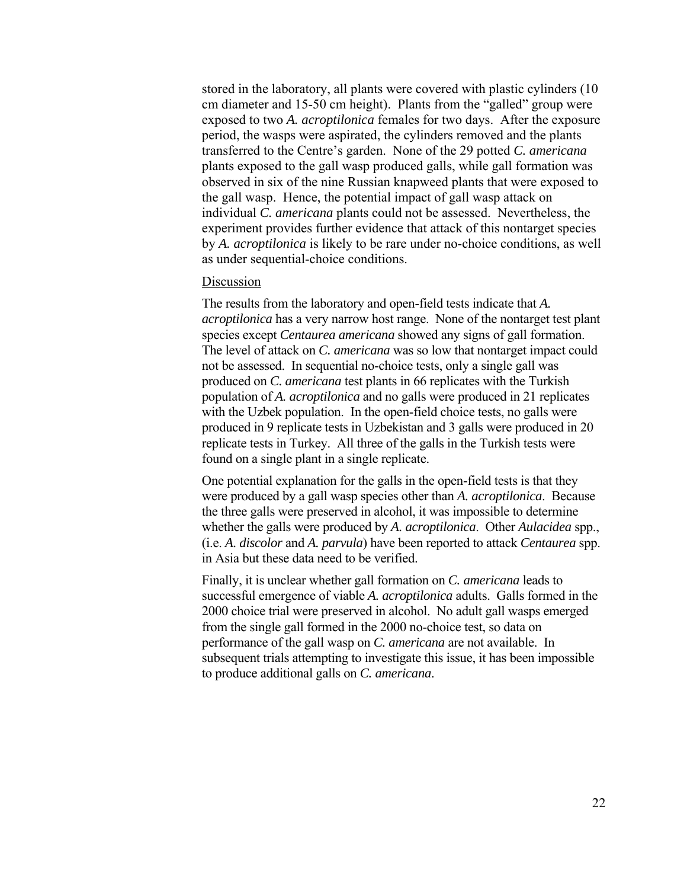stored in the laboratory, all plants were covered with plastic cylinders (10 cm diameter and 15-50 cm height). Plants from the "galled" group were exposed to two *A. acroptilonica* females for two days. After the exposure period, the wasps were aspirated, the cylinders removed and the plants transferred to the Centre's garden. None of the 29 potted *C. americana* plants exposed to the gall wasp produced galls, while gall formation was observed in six of the nine Russian knapweed plants that were exposed to the gall wasp. Hence, the potential impact of gall wasp attack on individual *C. americana* plants could not be assessed. Nevertheless, the experiment provides further evidence that attack of this nontarget species by *A. acroptilonica* is likely to be rare under no-choice conditions, as well as under sequential-choice conditions.

<u>Discussion</u>

The results from the laboratory and open-field tests indicate that *A. acroptilonica* has a very narrow host range. None of the nontarget test plant species except *Centaurea americana* showed any signs of gall formation. The level of attack on *C. americana* was so low that nontarget impact could not be assessed. In sequential no-choice tests, only a single gall was produced on *C. americana* test plants in 66 replicates with the Turkish population of *A. acroptilonica* and no galls were produced in 21 replicates with the Uzbek population. In the open-field choice tests, no galls were produced in 9 replicate tests in Uzbekistan and 3 galls were produced in 20 replicate tests in Turkey. All three of the galls in the Turkish tests were found on a single plant in a single replicate.

One potential explanation for the galls in the open-field tests is that they were produced by a gall wasp species other than *A. acroptilonica*. Because the three galls were preserved in alcohol, it was impossible to determine whether the galls were produced by *A. acroptilonica*. Other *Aulacidea* spp., (i.e. *A. discolor* and *A. parvula*) have been reported to attack *Centaurea* spp. in Asia but these data need to be verified.

Finally, it is unclear whether gall formation on *C. americana* leads to successful emergence of viable *A. acroptilonica* adults. Galls formed in the 2000 choice trial were preserved in alcohol. No adult gall wasps emerged from the single gall formed in the 2000 no-choice test, so data on performance of the gall wasp on *C. americana* are not available. In subsequent trials attempting to investigate this issue, it has been impossible to produce additional galls on *C. americana*.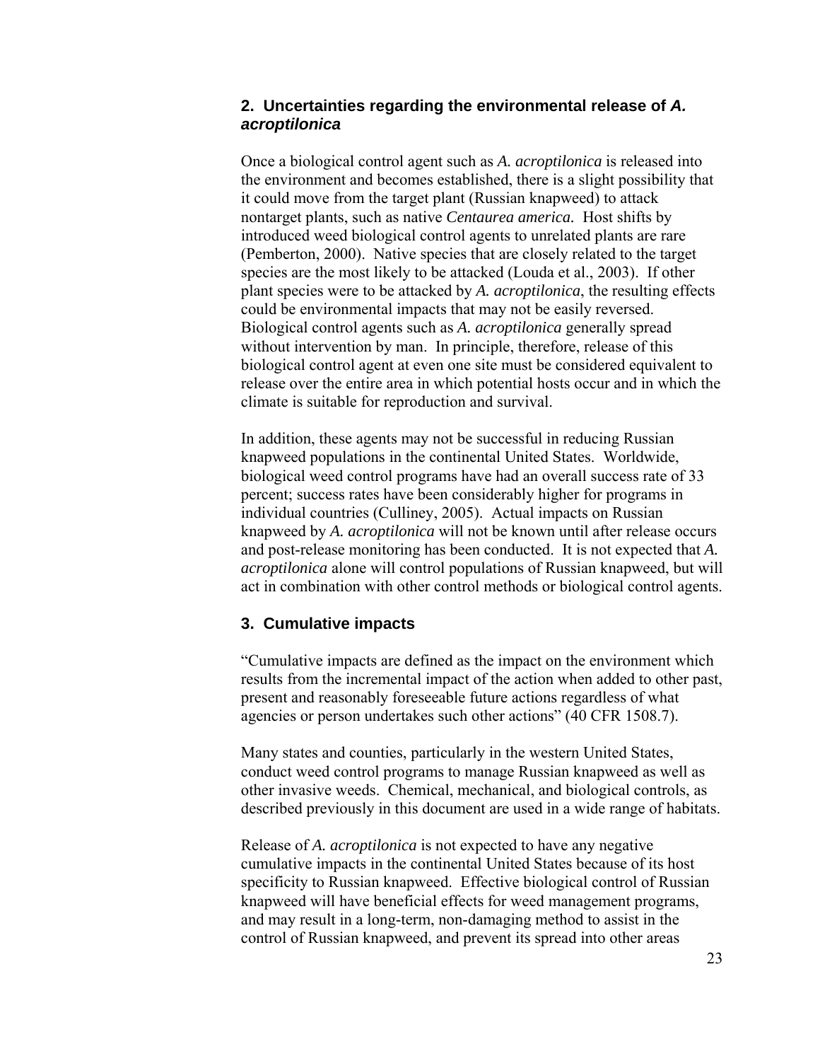## 2. Uncertainties regarding the environmental release of *A. acroptilonica*

Once a biological control agent such as *A. acroptilonica* is released into the environment and becomes established, there is a slight possibility that it could move from the target plant (Russian knapweed) to attack nontarget plants, such as native *Centaurea america*. Host shifts by introduced weed biological control agents to unrelated plants are rare (Pemberton, 2000). Native species that are closely related to the target species are the most likely to be attacked (Louda et al., 2003). If other plant species were to be attacked by *A. acroptilonica*, the resulting effects could be environmental impacts that may not be easily reversed. Biological control agents such as *A. acroptilonica* generally spread without intervention by man. In principle, therefore, release of this biological control agent at even one site must be considered equivalent to release over the entire area in which potential hosts occur and in which the climate is suitable for reproduction and survival.

In addition, these agents may not be successful in reducing Russian knapweed populations in the continental United States. Worldwide, biological weed control programs have had an overall success rate of 33 percent; success rates have been considerably higher for programs in individual countries (Culliney, 2005). Actual impacts on Russian knapweed by *A. acroptilonica* will not be known until after release occurs and post-release monitoring has been conducted. It is not expected that *A. acroptilonica* alone will control populations of Russian knapweed, but will act in combination with other control methods or biological control agents.

## 3. Cumulative impacts

"Cumulative impacts are defined as the impact on the environment which results from the incremental impact of the action when added to other past, present and reasonably foreseeable future actions regardless of what agencies or person undertakes such other actions" (40 CFR 1508.7).

Many states and counties, particularly in the western United States, conduct weed control programs to manage Russian knapweed as well as other invasive weeds. Chemical, mechanical, and biological controls, as described previously in this document are used in a wide range of habitats.

Release of *A. acroptilonica* is not expected to have any negative cumulative impacts in the continental United States because of its host specificity to Russian knapweed. Effective biological control of Russian knapweed will have beneficial effects for weed management programs, and may result in a long-term, non-damaging method to assist in the control of Russian knapweed, and prevent its spread into other areas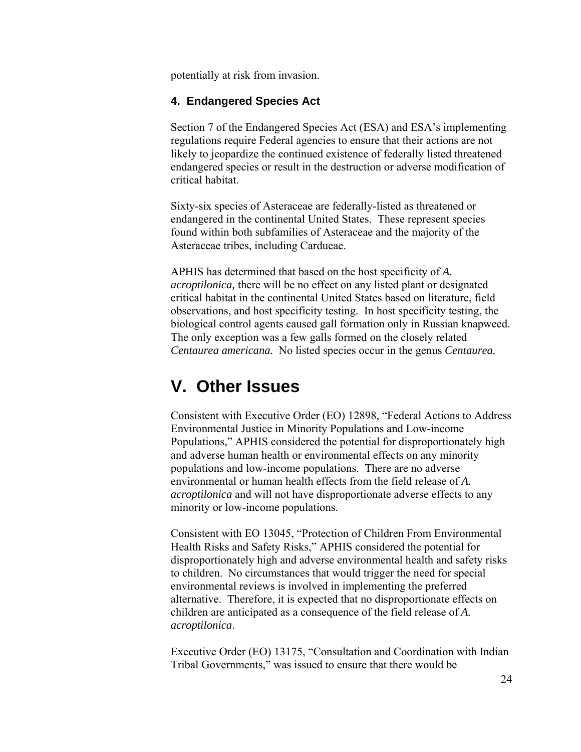potentially at risk from invasion.

### 4. Endangered Species Act

Section 7 of the Endangered Species Act (ESA) and ESA's implementing regulations require Federal agencies to ensure that their actions are not likely to jeopardize the continued existence of federally listed threatened endangered species or result in the destruction or adverse modification of critical habitat.

Sixty-six species of Asteraceae are federally-listed as threatened or endangered in the continental United States. These represent species found within both subfamilies of Asteraceae and the majority of the Asteraceae tribes, including Cardueae.

APHIS has determined that based on the host specificity of *A. acroptilonica,* there will be no effect on any listed plant or designated critical habitat in the continental United States based on literature, field observations, and host specificity testing. In host specificity testing, the biological control agents caused gall formation only in Russian knapweed. The only exception was a few galls formed on the closely related *Centaurea americana.* No listed species occur in the genus *Centaurea.*

## V. Other Issues

Consistent with Executive Order (EO) 12898, "Federal Actions to Address Environmental Justice in Minority Populations and Low-income Populations," APHIS considered the potential for disproportionately high and adverse human health or environmental effects on any minority populations and low-income populations. There are no adverse environmental or human health effects from the field release of *A. acroptilonica* and will not have disproportionate adverse effects to any minority or low-income populations.

Consistent with EO 13045, "Protection of Children From Environmental Health Risks and Safety Risks," APHIS considered the potential for disproportionately high and adverse environmental health and safety risks to children. No circumstances that would trigger the need for special environmental reviews is involved in implementing the preferred alternative. Therefore, it is expected that no disproportionate effects on children are anticipated as a consequence of the field release of *A. acroptilonica*.

Executive Order (EO) 13175, "Consultation and Coordination with Indian Tribal Governments," was issued to ensure that there would be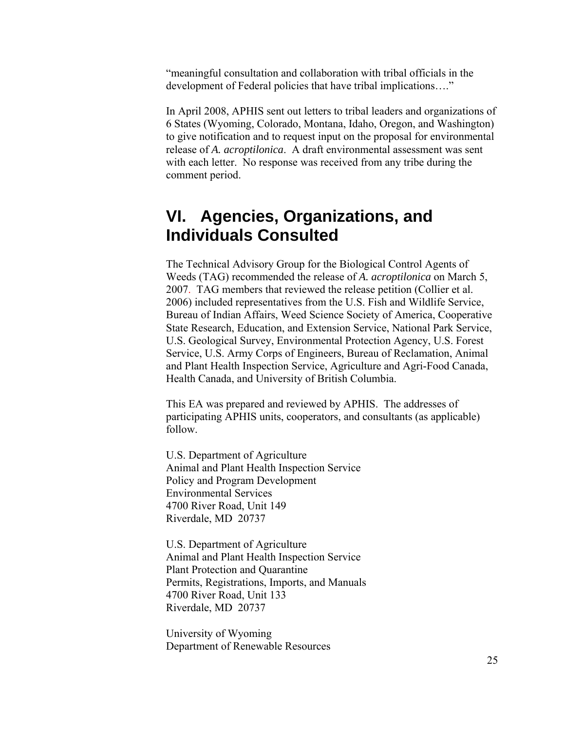"meaningful consultation and collaboration with tribal officials in the development of Federal policies that have tribal implications…."

In April 2008, APHIS sent out letters to tribal leaders and organizations of 6 States (Wyoming, Colorado, Montana, Idaho, Oregon, and Washington) to give notification and to request input on the proposal for environmental release of *A. acroptilonica*. A draft environmental assessment was sent with each letter. No response was received from any tribe during the comment period.

# VI. Agencies, Organizations, and Individuals Consulted

The Technical Advisory Group for the Biological Control Agents of Weeds (TAG) recommended the release of *A. acroptilonica* on March 5, 2007. TAG members that reviewed the release petition (Collier et al. 2006) included representatives from the U.S. Fish and Wildlife Service, Bureau of Indian Affairs, Weed Science Society of America, Cooperative State Research, Education, and Extension Service, National Park Service, U.S. Geological Survey, Environmental Protection Agency, U.S. Forest Service, U.S. Army Corps of Engineers, Bureau of Reclamation, Animal and Plant Health Inspection Service, Agriculture and Agri-Food Canada, Health Canada, and University of British Columbia.

This EA was prepared and reviewed by APHIS. The addresses of participating APHIS units, cooperators, and consultants (as applicable) follow.

U.S. Department of Agriculture
Animal and Plant Health Inspection Service
Policy and Program Development
Environmental Services
4700 River Road, Unit 149
Riverdale, MD 20737

U.S. Department of Agriculture
Animal and Plant Health Inspection Service
Plant Protection and Quarantine
Permits, Registrations, Imports, and Manuals
4700 River Road, Unit 133
Riverdale, MD 20737

University of Wyoming
Department of Renewable Resources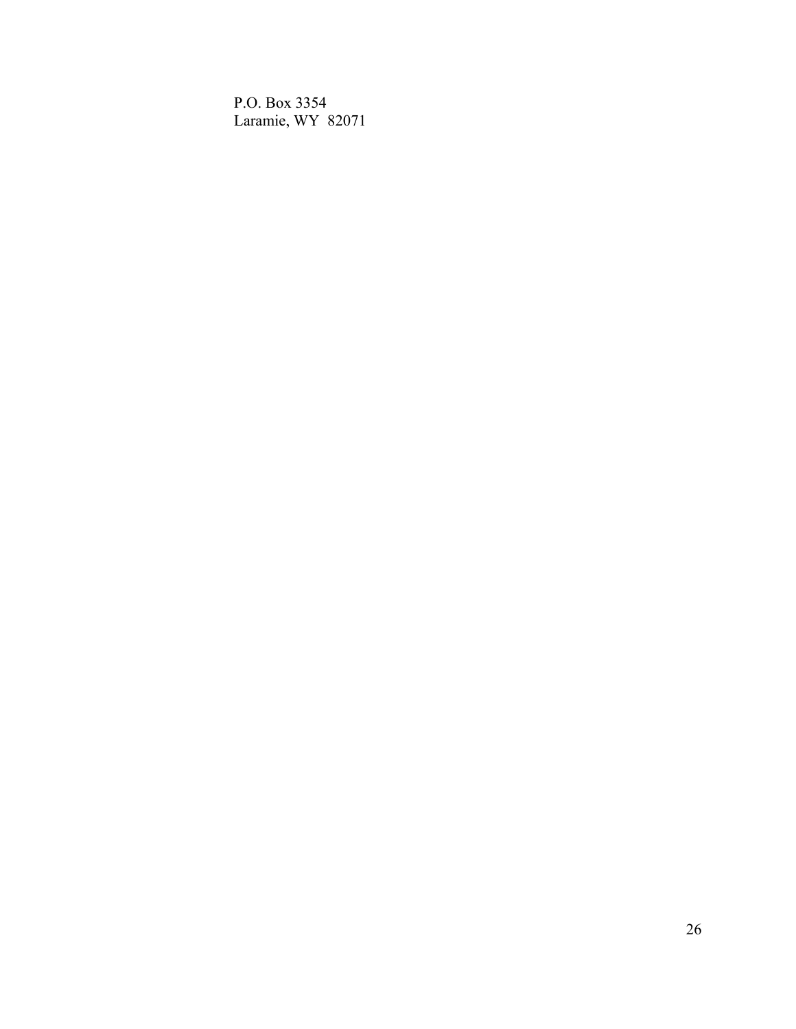P.O. Box 3354
Laramie, WY  82071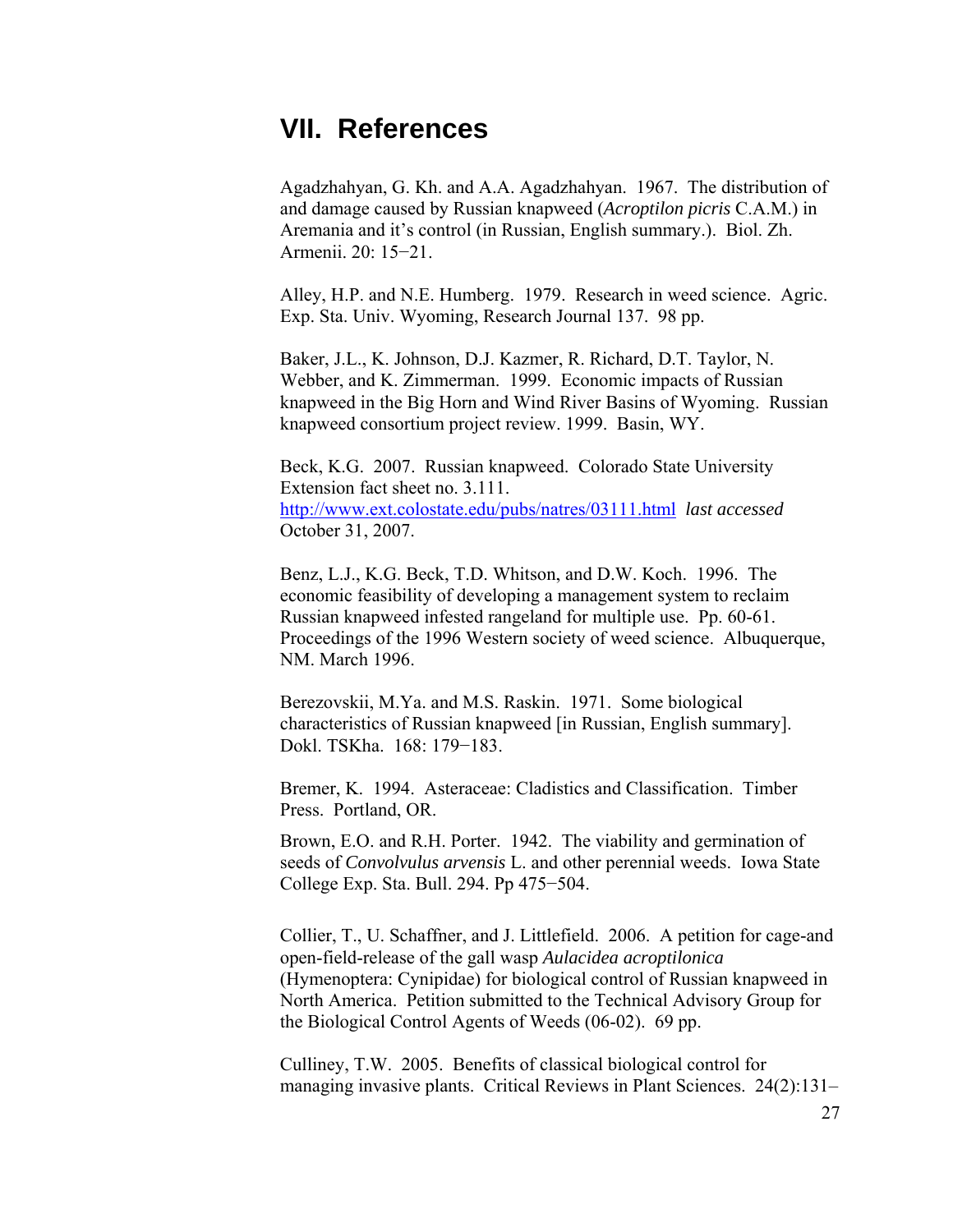# VII. References

Agadzhahyan, G. Kh. and A.A. Agadzhahyan. 1967. The distribution of and damage caused by Russian knapweed (*Acroptilon picris* C.A.M.) in Aremania and it's control (in Russian, English summary.). Biol. Zh. Armenii. 20: 15−21.

Alley, H.P. and N.E. Humberg. 1979. Research in weed science. Agric. Exp. Sta. Univ. Wyoming, Research Journal 137. 98 pp.

Baker, J.L., K. Johnson, D.J. Kazmer, R. Richard, D.T. Taylor, N. Webber, and K. Zimmerman. 1999. Economic impacts of Russian knapweed in the Big Horn and Wind River Basins of Wyoming. Russian knapweed consortium project review. 1999. Basin, WY.

Beck, K.G. 2007. Russian knapweed. Colorado State University Extension fact sheet no. 3.111. http://www.ext.colostate.edu/pubs/natres/03111.html *last accessed* October 31, 2007.

Benz, L.J., K.G. Beck, T.D. Whitson, and D.W. Koch. 1996. The economic feasibility of developing a management system to reclaim Russian knapweed infested rangeland for multiple use. Pp. 60-61. Proceedings of the 1996 Western society of weed science. Albuquerque, NM. March 1996.

Berezovskii, M.Ya. and M.S. Raskin. 1971. Some biological characteristics of Russian knapweed [in Russian, English summary]. Dokl. TSKha. 168: 179−183.

Bremer, K. 1994. Asteraceae: Cladistics and Classification. Timber Press. Portland, OR.

Brown, E.O. and R.H. Porter. 1942. The viability and germination of seeds of *Convolvulus arvensis* L. and other perennial weeds. Iowa State College Exp. Sta. Bull. 294. Pp 475−504.

Collier, T., U. Schaffner, and J. Littlefield. 2006. A petition for cage-and open-field-release of the gall wasp *Aulacidea acroptilonica* (Hymenoptera: Cynipidae) for biological control of Russian knapweed in North America. Petition submitted to the Technical Advisory Group for the Biological Control Agents of Weeds (06-02). 69 pp.

Culliney, T.W. 2005. Benefits of classical biological control for managing invasive plants. Critical Reviews in Plant Sciences. 24(2):131–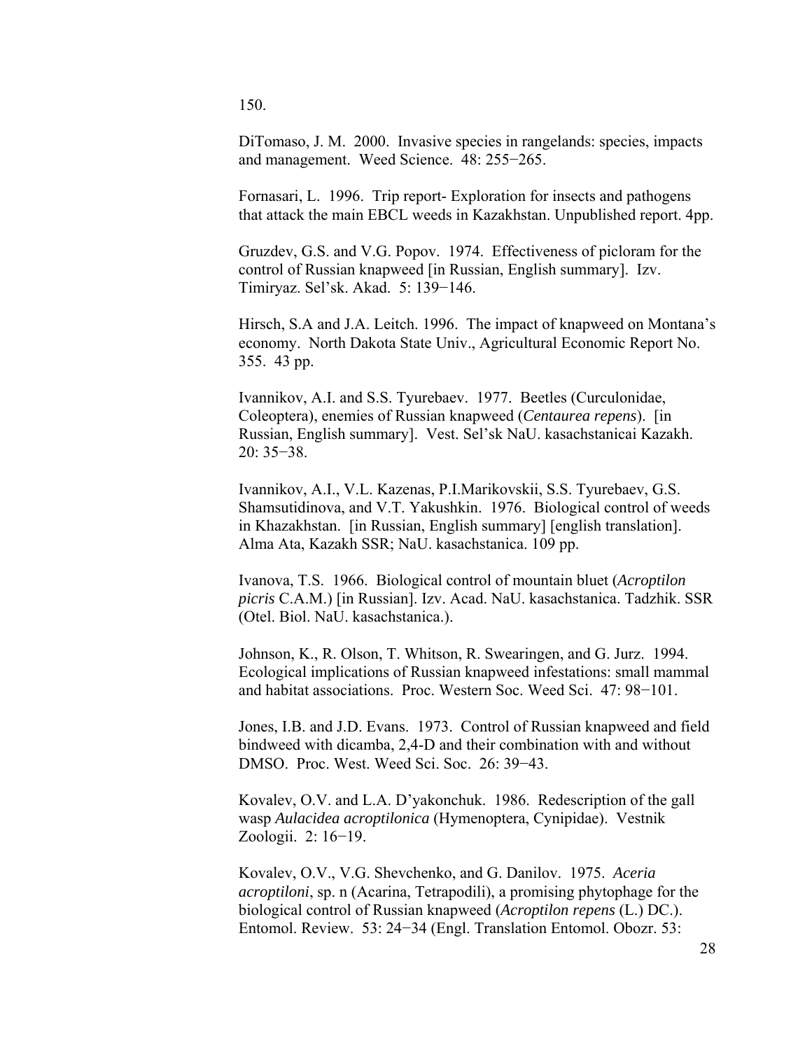150.

DiTomaso, J. M. 2000. Invasive species in rangelands: species, impacts and management. Weed Science. 48: 255−265.

Fornasari, L. 1996. Trip report- Exploration for insects and pathogens that attack the main EBCL weeds in Kazakhstan. Unpublished report. 4pp.

Gruzdev, G.S. and V.G. Popov. 1974. Effectiveness of picloram for the control of Russian knapweed [in Russian, English summary]. Izv. Timiryaz. Sel'sk. Akad. 5: 139−146.

Hirsch, S.A and J.A. Leitch. 1996. The impact of knapweed on Montana's economy. North Dakota State Univ., Agricultural Economic Report No. 355. 43 pp.

Ivannikov, A.I. and S.S. Tyurebaev. 1977. Beetles (Curculonidae, Coleoptera), enemies of Russian knapweed (*Centaurea repens*). [in Russian, English summary]. Vest. Sel'sk NaU. kasachstanicai Kazakh. 20: 35−38.

Ivannikov, A.I., V.L. Kazenas, P.I.Marikovskii, S.S. Tyurebaev, G.S. Shamsutidinova, and V.T. Yakushkin. 1976. Biological control of weeds in Khazakhstan. [in Russian, English summary] [english translation]. Alma Ata, Kazakh SSR; NaU. kasachstanica. 109 pp.

Ivanova, T.S. 1966. Biological control of mountain bluet (*Acroptilon picris* C.A.M.) [in Russian]. Izv. Acad. NaU. kasachstanica. Tadzhik. SSR (Otel. Biol. NaU. kasachstanica.).

Johnson, K., R. Olson, T. Whitson, R. Swearingen, and G. Jurz. 1994. Ecological implications of Russian knapweed infestations: small mammal and habitat associations. Proc. Western Soc. Weed Sci. 47: 98−101.

Jones, I.B. and J.D. Evans. 1973. Control of Russian knapweed and field bindweed with dicamba, 2,4-D and their combination with and without DMSO. Proc. West. Weed Sci. Soc. 26: 39−43.

Kovalev, O.V. and L.A. D'yakonchuk. 1986. Redescription of the gall wasp *Aulacidea acroptilonica* (Hymenoptera, Cynipidae). Vestnik Zoologii. 2: 16−19.

Kovalev, O.V., V.G. Shevchenko, and G. Danilov. 1975. *Aceria acroptiloni*, sp. n (Acarina, Tetrapodili), a promising phytophage for the biological control of Russian knapweed (*Acroptilon repens* (L.) DC.). Entomol. Review. 53: 24−34 (Engl. Translation Entomol. Obozr. 53: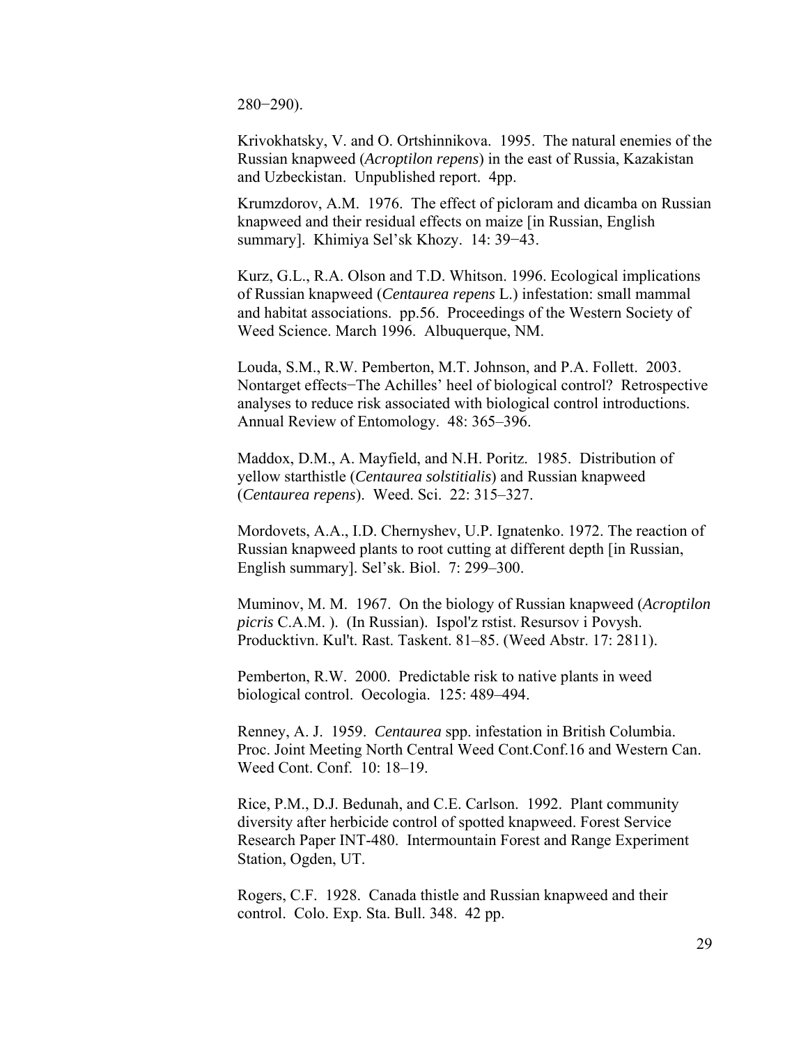280–290).

Krivokhatsky, V. and O. Ortshinnikova. 1995. The natural enemies of the Russian knapweed (*Acroptilon repens*) in the east of Russia, Kazakistan and Uzbeckistan. Unpublished report. 4pp.

Krumzdorov, A.M. 1976. The effect of picloram and dicamba on Russian knapweed and their residual effects on maize [in Russian, English summary]. Khimiya Sel'sk Khozy. 14: 39–43.

Kurz, G.L., R.A. Olson and T.D. Whitson. 1996. Ecological implications of Russian knapweed (*Centaurea repens* L.) infestation: small mammal and habitat associations. pp.56. Proceedings of the Western Society of Weed Science. March 1996. Albuquerque, NM.

Louda, S.M., R.W. Pemberton, M.T. Johnson, and P.A. Follett. 2003. Nontarget effects–The Achilles' heel of biological control? Retrospective analyses to reduce risk associated with biological control introductions. Annual Review of Entomology. 48: 365–396.

Maddox, D.M., A. Mayfield, and N.H. Poritz. 1985. Distribution of yellow starthistle (*Centaurea solstitialis*) and Russian knapweed (*Centaurea repens*). Weed. Sci. 22: 315–327.

Mordovets, A.A., I.D. Chernyshev, U.P. Ignatenko. 1972. The reaction of Russian knapweed plants to root cutting at different depth [in Russian, English summary]. Sel'sk. Biol. 7: 299–300.

Muminov, M. M. 1967. On the biology of Russian knapweed (*Acroptilon picris* C.A.M. ). (In Russian). Ispol'z rstist. Resursov i Povysh. Producktivn. Kul't. Rast. Taskent. 81–85. (Weed Abstr. 17: 2811).

Pemberton, R.W. 2000. Predictable risk to native plants in weed biological control. Oecologia. 125: 489–494.

Renney, A. J. 1959. *Centaurea* spp. infestation in British Columbia. Proc. Joint Meeting North Central Weed Cont.Conf.16 and Western Can. Weed Cont. Conf. 10: 18–19.

Rice, P.M., D.J. Bedunah, and C.E. Carlson. 1992. Plant community diversity after herbicide control of spotted knapweed. Forest Service Research Paper INT-480. Intermountain Forest and Range Experiment Station, Ogden, UT.

Rogers, C.F. 1928. Canada thistle and Russian knapweed and their control. Colo. Exp. Sta. Bull. 348. 42 pp.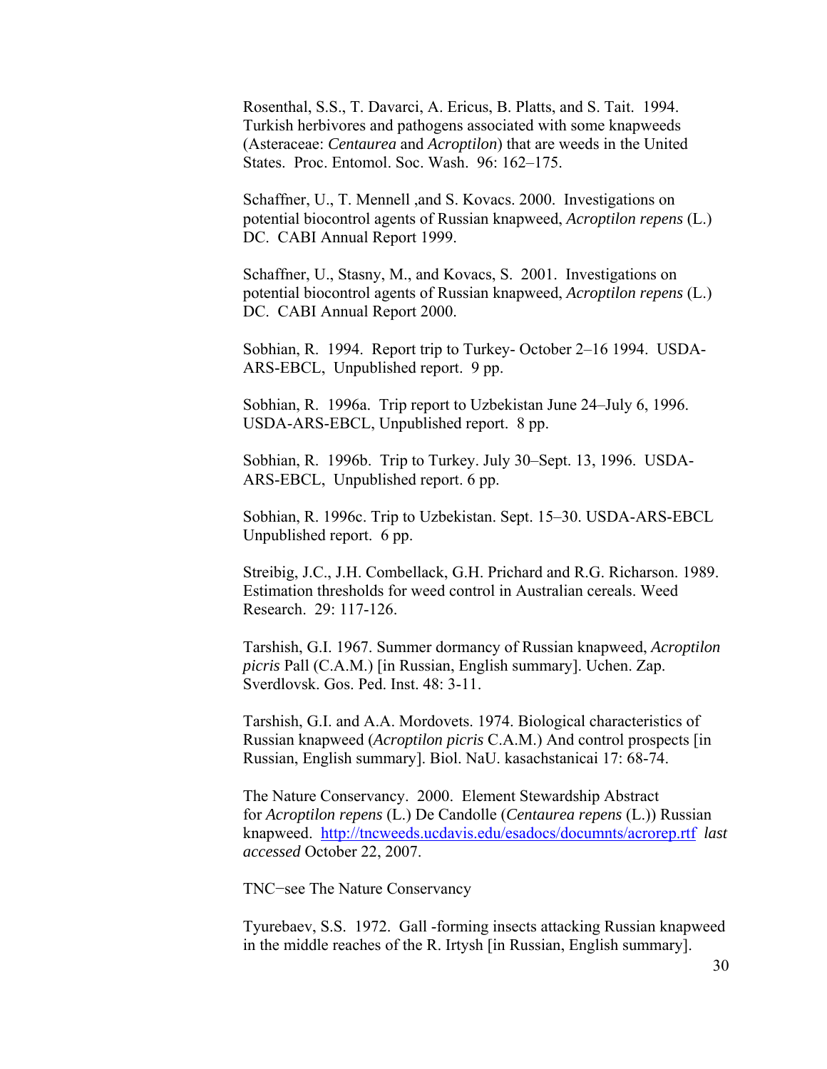Rosenthal, S.S., T. Davarci, A. Ericus, B. Platts, and S. Tait. 1994. Turkish herbivores and pathogens associated with some knapweeds (Asteraceae: *Centaurea* and *Acroptilon*) that are weeds in the United States. Proc. Entomol. Soc. Wash. 96: 162–175.

Schaffner, U., T. Mennell ,and S. Kovacs. 2000. Investigations on potential biocontrol agents of Russian knapweed, *Acroptilon repens* (L.) DC. CABI Annual Report 1999.

Schaffner, U., Stasny, M., and Kovacs, S. 2001. Investigations on potential biocontrol agents of Russian knapweed, *Acroptilon repens* (L.) DC. CABI Annual Report 2000.

Sobhian, R. 1994. Report trip to Turkey- October 2–16 1994. USDA-ARS-EBCL, Unpublished report. 9 pp.

Sobhian, R. 1996a. Trip report to Uzbekistan June 24–July 6, 1996. USDA-ARS-EBCL, Unpublished report. 8 pp.

Sobhian, R. 1996b. Trip to Turkey. July 30–Sept. 13, 1996. USDA-ARS-EBCL, Unpublished report. 6 pp.

Sobhian, R. 1996c. Trip to Uzbekistan. Sept. 15–30. USDA-ARS-EBCL Unpublished report. 6 pp.

Streibig, J.C., J.H. Combellack, G.H. Prichard and R.G. Richarson. 1989. Estimation thresholds for weed control in Australian cereals. Weed Research. 29: 117-126.

Tarshish, G.I. 1967. Summer dormancy of Russian knapweed, *Acroptilon picris* Pall (C.A.M.) [in Russian, English summary]. Uchen. Zap. Sverdlovsk. Gos. Ped. Inst. 48: 3-11.

Tarshish, G.I. and A.A. Mordovets. 1974. Biological characteristics of Russian knapweed (*Acroptilon picris* C.A.M.) And control prospects [in Russian, English summary]. Biol. NaU. kasachstanicai 17: 68-74.

The Nature Conservancy. 2000. Element Stewardship Abstract for *Acroptilon repens* (L.) De Candolle (*Centaurea repens* (L.)) Russian knapweed. http://tncweeds.ucdavis.edu/esadocs/documnts/acrorep.rtf *last accessed* October 22, 2007.

TNC−see The Nature Conservancy

Tyurebaev, S.S. 1972. Gall -forming insects attacking Russian knapweed in the middle reaches of the R. Irtysh [in Russian, English summary].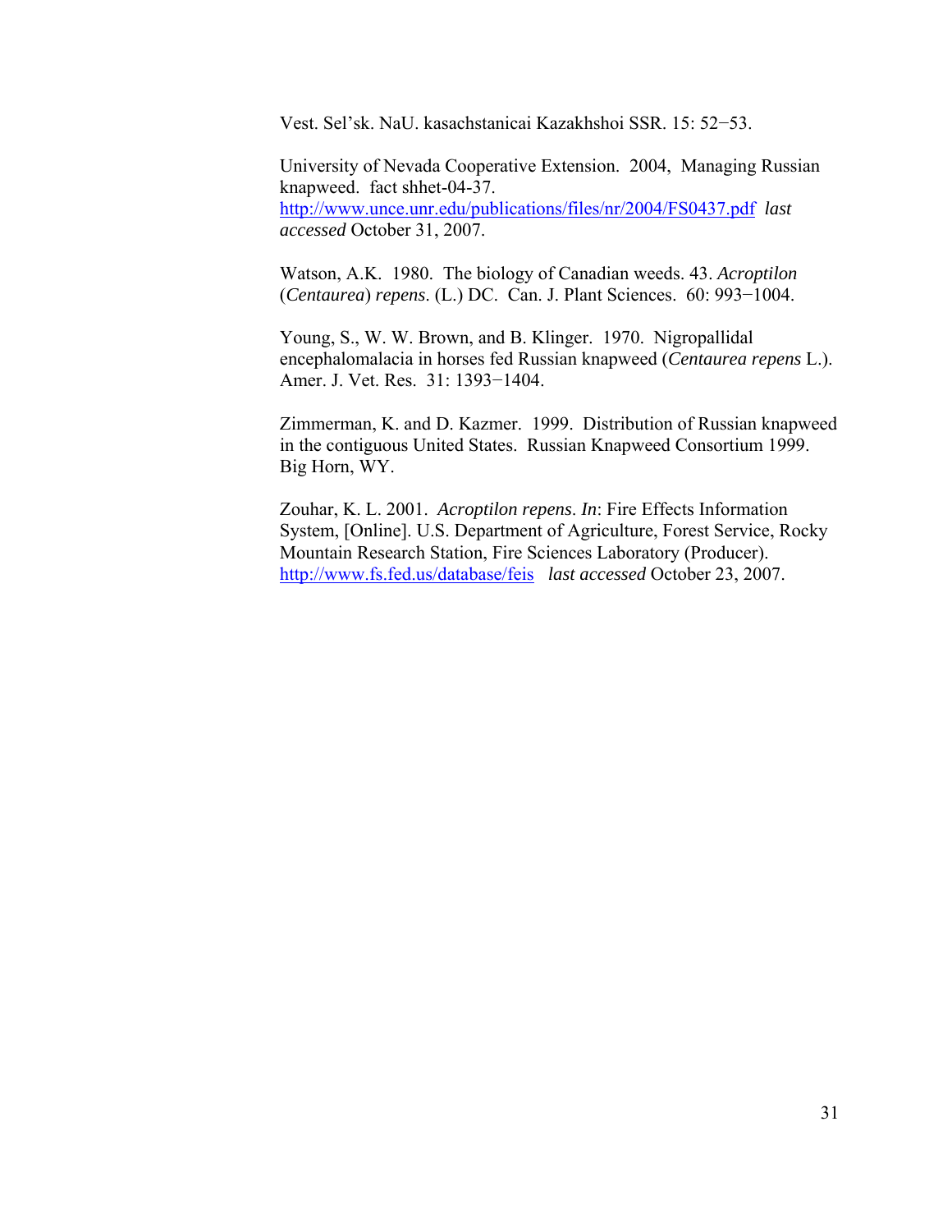Vest. Sel'sk. NaU. kasachstanicai Kazakhshoi SSR. 15: 52−53.

University of Nevada Cooperative Extension. 2004, Managing Russian knapweed. fact shhet-04-37. http://www.unce.unr.edu/publications/files/nr/2004/FS0437.pdf *last accessed* October 31, 2007.

Watson, A.K. 1980. The biology of Canadian weeds. 43. *Acroptilon* (*Centaurea*) *repens*. (L.) DC. Can. J. Plant Sciences. 60: 993−1004.

Young, S., W. W. Brown, and B. Klinger. 1970. Nigropallidal encephalomalacia in horses fed Russian knapweed (*Centaurea repens* L.). Amer. J. Vet. Res. 31: 1393−1404.

Zimmerman, K. and D. Kazmer. 1999. Distribution of Russian knapweed in the contiguous United States. Russian Knapweed Consortium 1999. Big Horn, WY.

Zouhar, K. L. 2001. *Acroptilon repens*. *In*: Fire Effects Information System, [Online]. U.S. Department of Agriculture, Forest Service, Rocky Mountain Research Station, Fire Sciences Laboratory (Producer). http://www.fs.fed.us/database/feis *last accessed* October 23, 2007.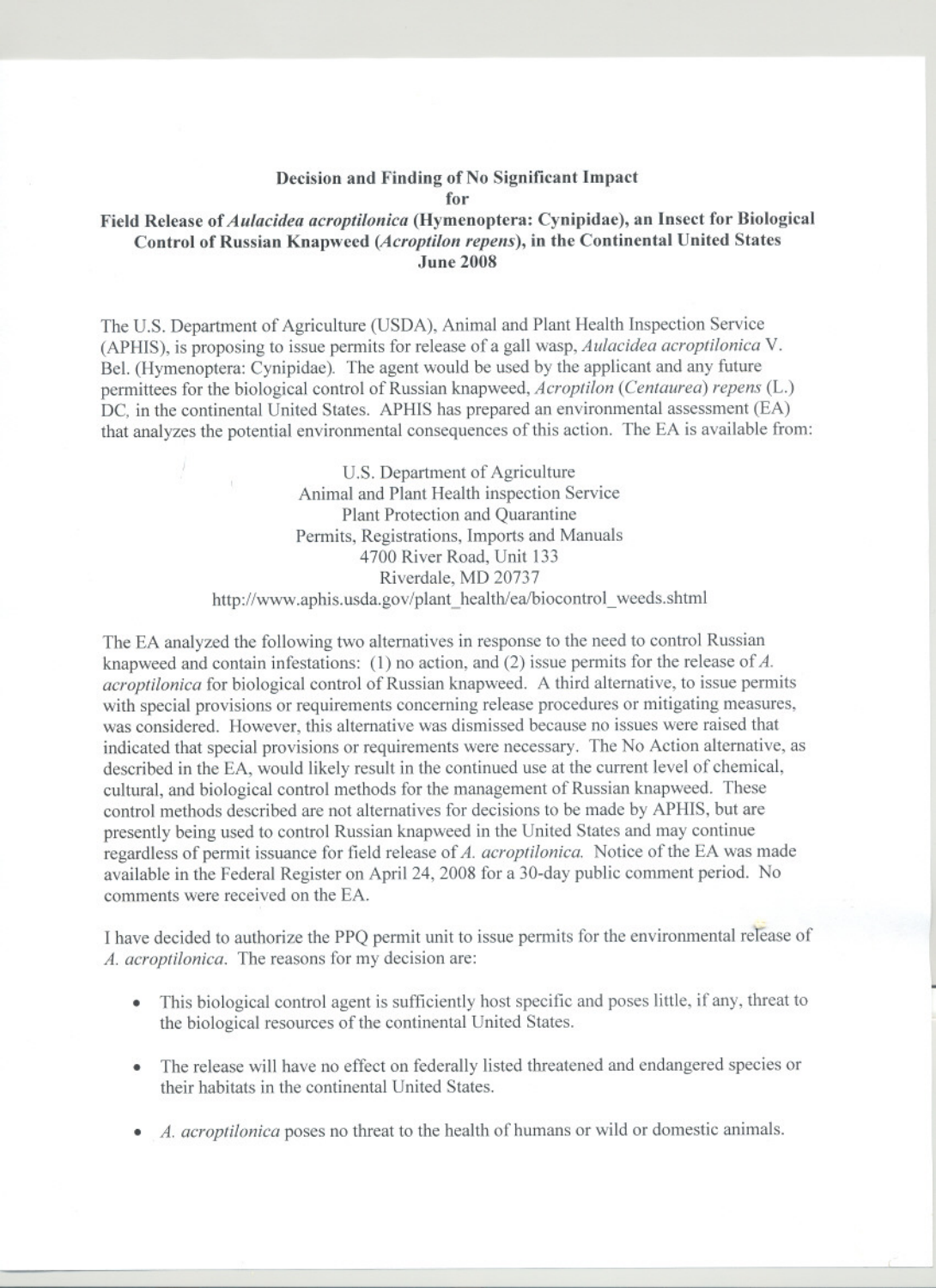**Decision and Finding of No Significant Impact**
**for**
**Field Release of *Aulacidea acroptilonica* (Hymenoptera: Cynipidae), an Insect for Biological Control of Russian Knapweed (*Acroptilon repens*), in the Continental United States**
**June 2008**

The U.S. Department of Agriculture (USDA), Animal and Plant Health Inspection Service (APHIS), is proposing to issue permits for release of a gall wasp, *Aulacidea acroptilonica* V. Bel. (Hymenoptera: Cynipidae). The agent would be used by the applicant and any future permittees for the biological control of Russian knapweed, *Acroptilon* (*Centaurea*) *repens* (L.) DC, in the continental United States. APHIS has prepared an environmental assessment (EA) that analyzes the potential environmental consequences of this action. The EA is available from:

U.S. Department of Agriculture
Animal and Plant Health inspection Service
Plant Protection and Quarantine
Permits, Registrations, Imports and Manuals
4700 River Road, Unit 133
Riverdale, MD 20737
http://www.aphis.usda.gov/plant_health/ea/biocontrol_weeds.shtml

The EA analyzed the following two alternatives in response to the need to control Russian knapweed and contain infestations: (1) no action, and (2) issue permits for the release of *A. acroptilonica* for biological control of Russian knapweed. A third alternative, to issue permits with special provisions or requirements concerning release procedures or mitigating measures, was considered. However, this alternative was dismissed because no issues were raised that indicated that special provisions or requirements were necessary. The No Action alternative, as described in the EA, would likely result in the continued use at the current level of chemical, cultural, and biological control methods for the management of Russian knapweed. These control methods described are not alternatives for decisions to be made by APHIS, but are presently being used to control Russian knapweed in the United States and may continue regardless of permit issuance for field release of *A. acroptilonica.* Notice of the EA was made available in the Federal Register on April 24, 2008 for a 30-day public comment period. No comments were received on the EA.

I have decided to authorize the PPQ permit unit to issue permits for the environmental release of *A. acroptilonica*. The reasons for my decision are:

- This biological control agent is sufficiently host specific and poses little, if any, threat to the biological resources of the continental United States.
- The release will have no effect on federally listed threatened and endangered species or their habitats in the continental United States.
- *A. acroptilonica* poses no threat to the health of humans or wild or domestic animals.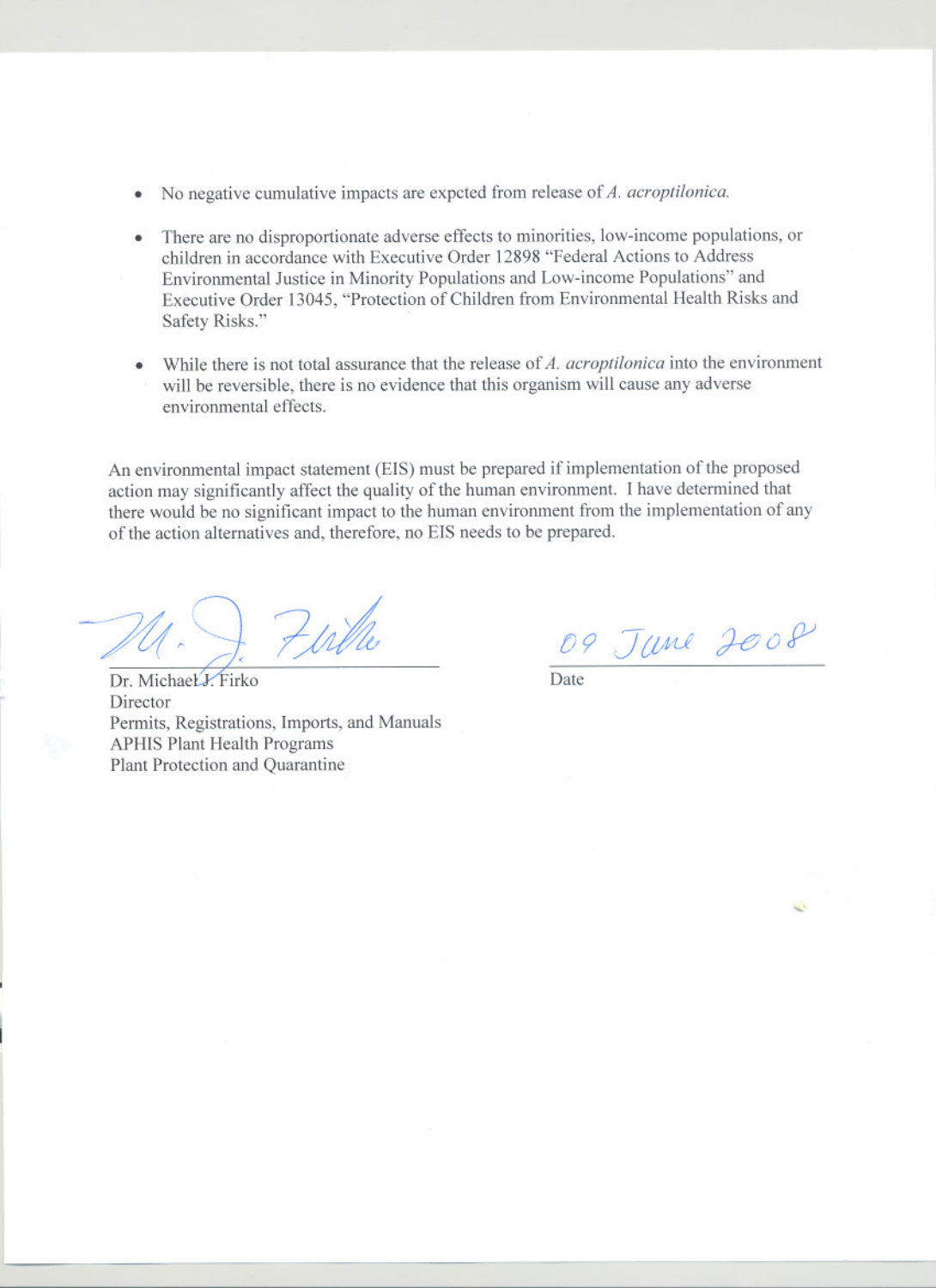- No negative cumulative impacts are expcted from release of *A. acroptilonica.*
- There are no disproportionate adverse effects to minorities, low-income populations, or children in accordance with Executive Order 12898 "Federal Actions to Address Environmental Justice in Minority Populations and Low-income Populations" and Executive Order 13045, "Protection of Children from Environmental Health Risks and Safety Risks."
- While there is not total assurance that the release of *A. acroptilonica* into the environment will be reversible, there is no evidence that this organism will cause any adverse environmental effects.

An environmental impact statement (EIS) must be prepared if implementation of the proposed action may significantly affect the quality of the human environment. I have determined that there would be no significant impact to the human environment from the implementation of any of the action alternatives and, therefore, no EIS needs to be prepared.

M. J. Firko

Dr. Michael J. Firko
Director
Permits, Registrations, Imports, and Manuals
APHIS Plant Health Programs
Plant Protection and Quarantine

09 June 2008

Date